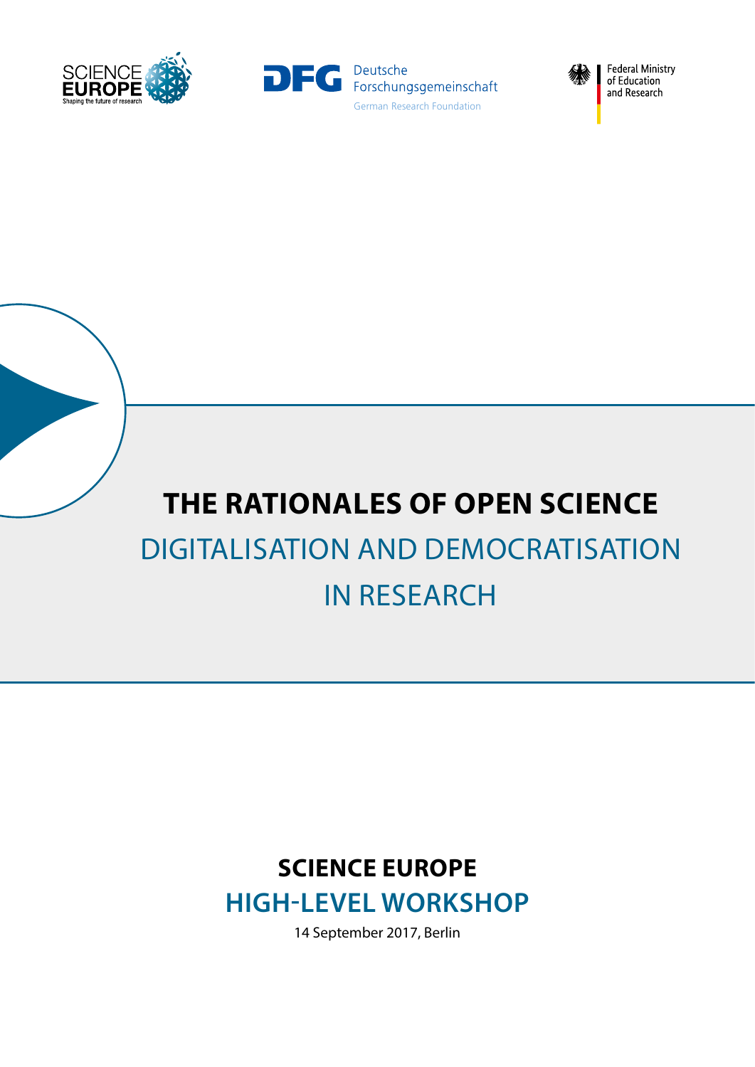SCIENCE EUROPE
Shaping the future of research

DFG Deutsche Forschungsgemeinschaft
German Research Foundation

Federal Ministry of Education and Research

# THE RATIONALES OF OPEN SCIENCE

## DIGITALISATION AND DEMOCRATISATION IN RESEARCH

**SCIENCE EUROPE**

**HIGH-LEVEL WORKSHOP**

14 September 2017, Berlin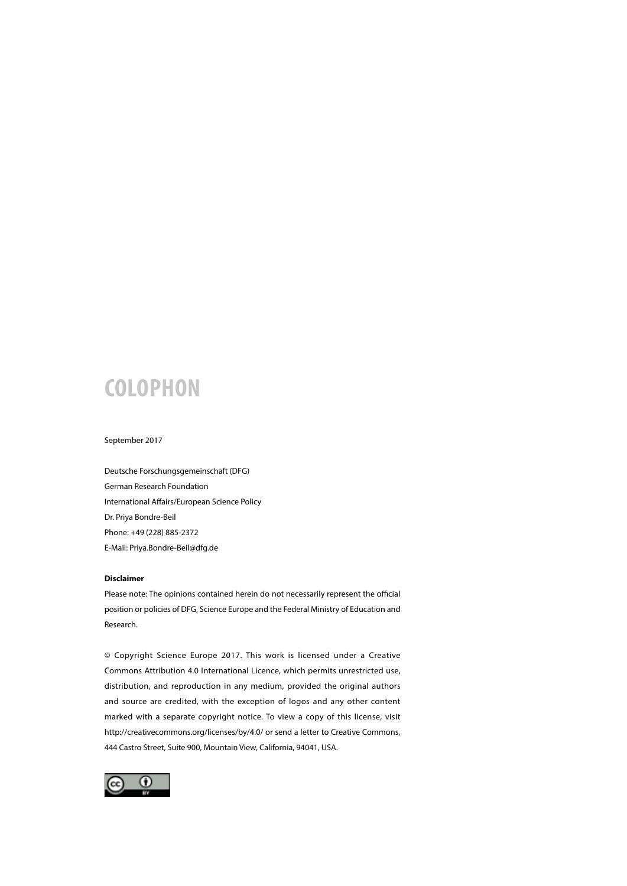# COLOPHON

September 2017

Deutsche Forschungsgemeinschaft (DFG)
German Research Foundation
International Affairs/European Science Policy
Dr. Priya Bondre-Beil
Phone: +49 (228) 885-2372
E-Mail: Priya.Bondre-Beil@dfg.de

**Disclaimer**

Please note: The opinions contained herein do not necessarily represent the official position or policies of DFG, Science Europe and the Federal Ministry of Education and Research.

© Copyright Science Europe 2017. This work is licensed under a Creative Commons Attribution 4.0 International Licence, which permits unrestricted use, distribution, and reproduction in any medium, provided the original authors and source are credited, with the exception of logos and any other content marked with a separate copyright notice. To view a copy of this license, visit http://creativecommons.org/licenses/by/4.0/ or send a letter to Creative Commons, 444 Castro Street, Suite 900, Mountain View, California, 94041, USA.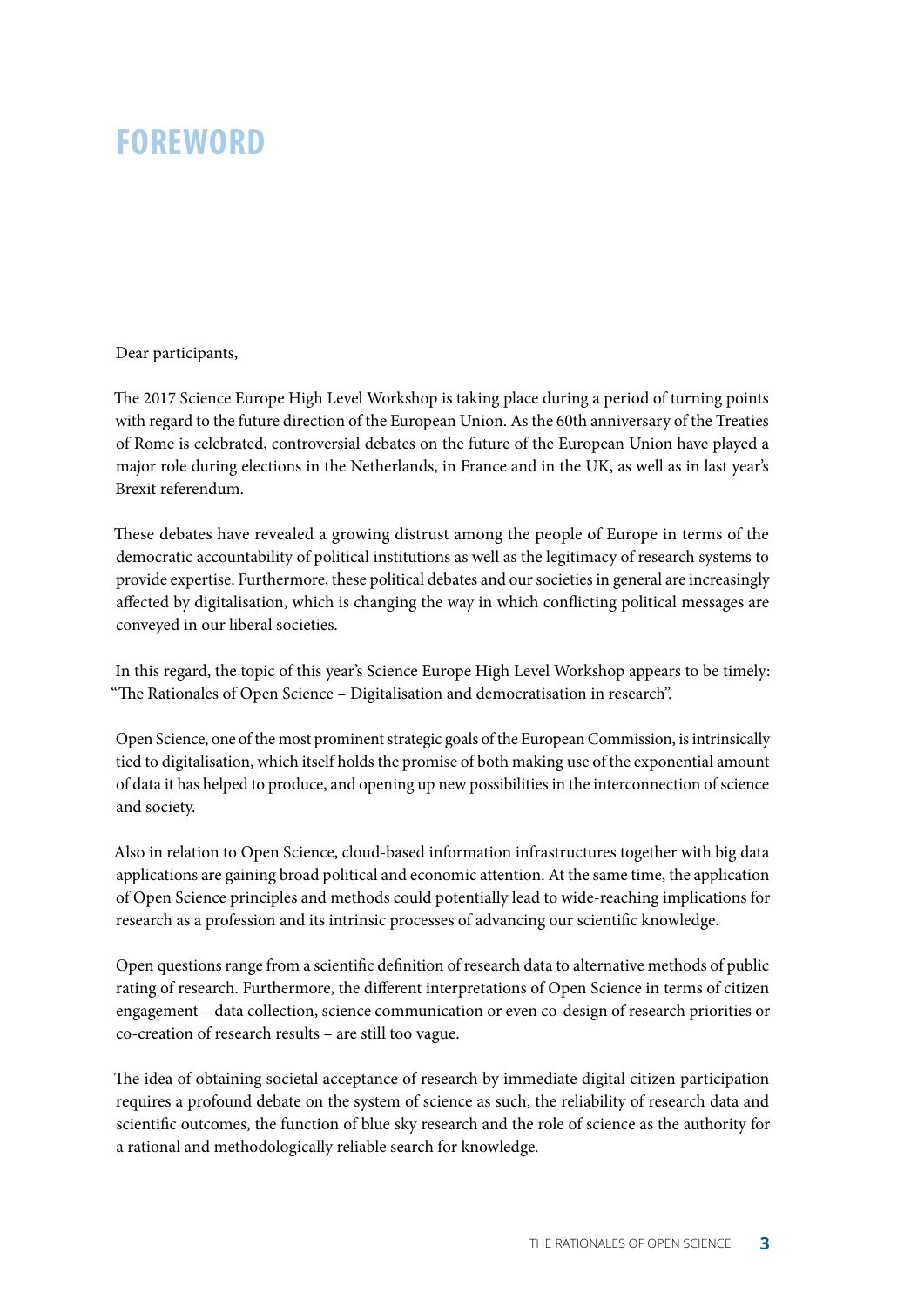# FOREWORD

Dear participants,

The 2017 Science Europe High Level Workshop is taking place during a period of turning points with regard to the future direction of the European Union. As the 60th anniversary of the Treaties of Rome is celebrated, controversial debates on the future of the European Union have played a major role during elections in the Netherlands, in France and in the UK, as well as in last year's Brexit referendum.

These debates have revealed a growing distrust among the people of Europe in terms of the democratic accountability of political institutions as well as the legitimacy of research systems to provide expertise. Furthermore, these political debates and our societies in general are increasingly affected by digitalisation, which is changing the way in which conflicting political messages are conveyed in our liberal societies.

In this regard, the topic of this year's Science Europe High Level Workshop appears to be timely: "The Rationales of Open Science – Digitalisation and democratisation in research".

Open Science, one of the most prominent strategic goals of the European Commission, is intrinsically tied to digitalisation, which itself holds the promise of both making use of the exponential amount of data it has helped to produce, and opening up new possibilities in the interconnection of science and society.

Also in relation to Open Science, cloud-based information infrastructures together with big data applications are gaining broad political and economic attention. At the same time, the application of Open Science principles and methods could potentially lead to wide-reaching implications for research as a profession and its intrinsic processes of advancing our scientific knowledge.

Open questions range from a scientific definition of research data to alternative methods of public rating of research. Furthermore, the different interpretations of Open Science in terms of citizen engagement – data collection, science communication or even co-design of research priorities or co-creation of research results – are still too vague.

The idea of obtaining societal acceptance of research by immediate digital citizen participation requires a profound debate on the system of science as such, the reliability of research data and scientific outcomes, the function of blue sky research and the role of science as the authority for a rational and methodologically reliable search for knowledge.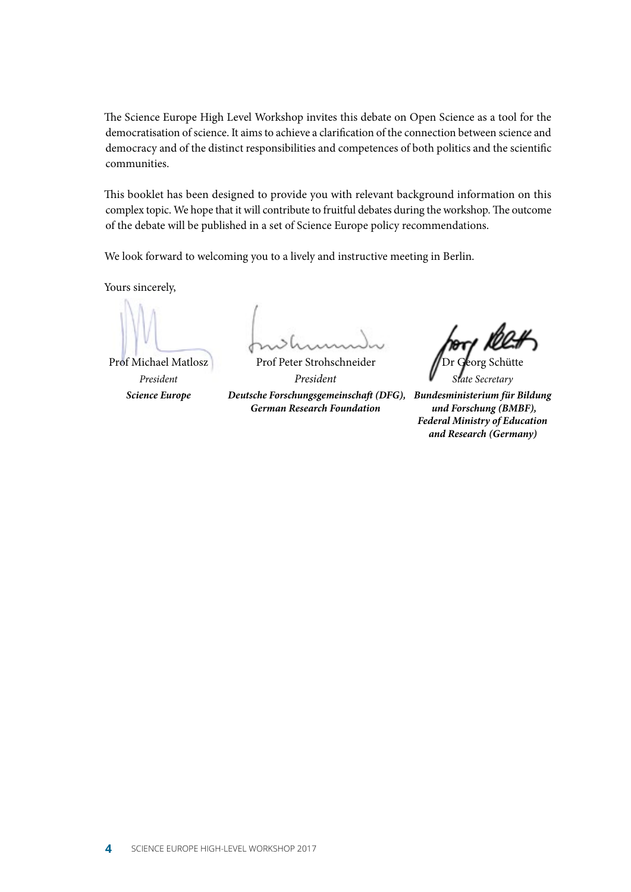The Science Europe High Level Workshop invites this debate on Open Science as a tool for the democratisation of science. It aims to achieve a clarification of the connection between science and democracy and of the distinct responsibilities and competences of both politics and the scientific communities.

This booklet has been designed to provide you with relevant background information on this complex topic. We hope that it will contribute to fruitful debates during the workshop. The outcome of the debate will be published in a set of Science Europe policy recommendations.

We look forward to welcoming you to a lively and instructive meeting in Berlin.

Yours sincerely,

Prof Michael Matlosz
*President*
***Science Europe***

Prof Peter Strohschneider
*President*
***Deutsche Forschungsgemeinschaft (DFG), German Research Foundation***

Dr Georg Schütte
*State Secretary*
***Bundesministerium für Bildung und Forschung (BMBF), Federal Ministry of Education and Research (Germany)***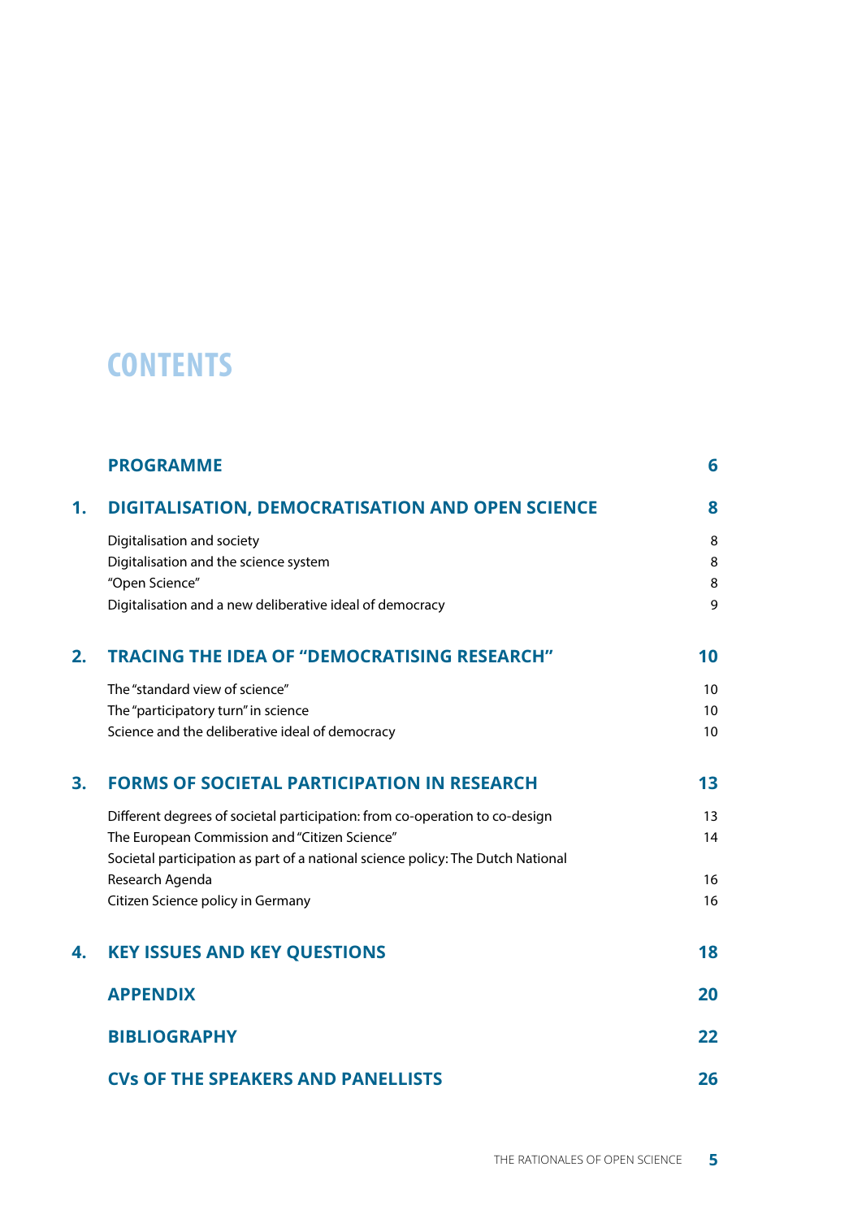# CONTENTS

| | | |
|---|---|---|
| | **PROGRAMME** | **6** |
| **1.** | **DIGITALISATION, DEMOCRATISATION AND OPEN SCIENCE** | **8** |
| | Digitalisation and society | 8 |
| | Digitalisation and the science system | 8 |
| | “Open Science” | 8 |
| | Digitalisation and a new deliberative ideal of democracy | 9 |
| **2.** | **TRACING THE IDEA OF “DEMOCRATISING RESEARCH”** | **10** |
| | The “standard view of science” | 10 |
| | The “participatory turn” in science | 10 |
| | Science and the deliberative ideal of democracy | 10 |
| **3.** | **FORMS OF SOCIETAL PARTICIPATION IN RESEARCH** | **13** |
| | Different degrees of societal participation: from co-operation to co-design | 13 |
| | The European Commission and “Citizen Science” | 14 |
| | Societal participation as part of a national science policy: The Dutch National Research Agenda | 16 |
| | Citizen Science policy in Germany | 16 |
| **4.** | **KEY ISSUES AND KEY QUESTIONS** | **18** |
| | **APPENDIX** | **20** |
| | **BIBLIOGRAPHY** | **22** |
| | **CVs OF THE SPEAKERS AND PANELLISTS** | **26** |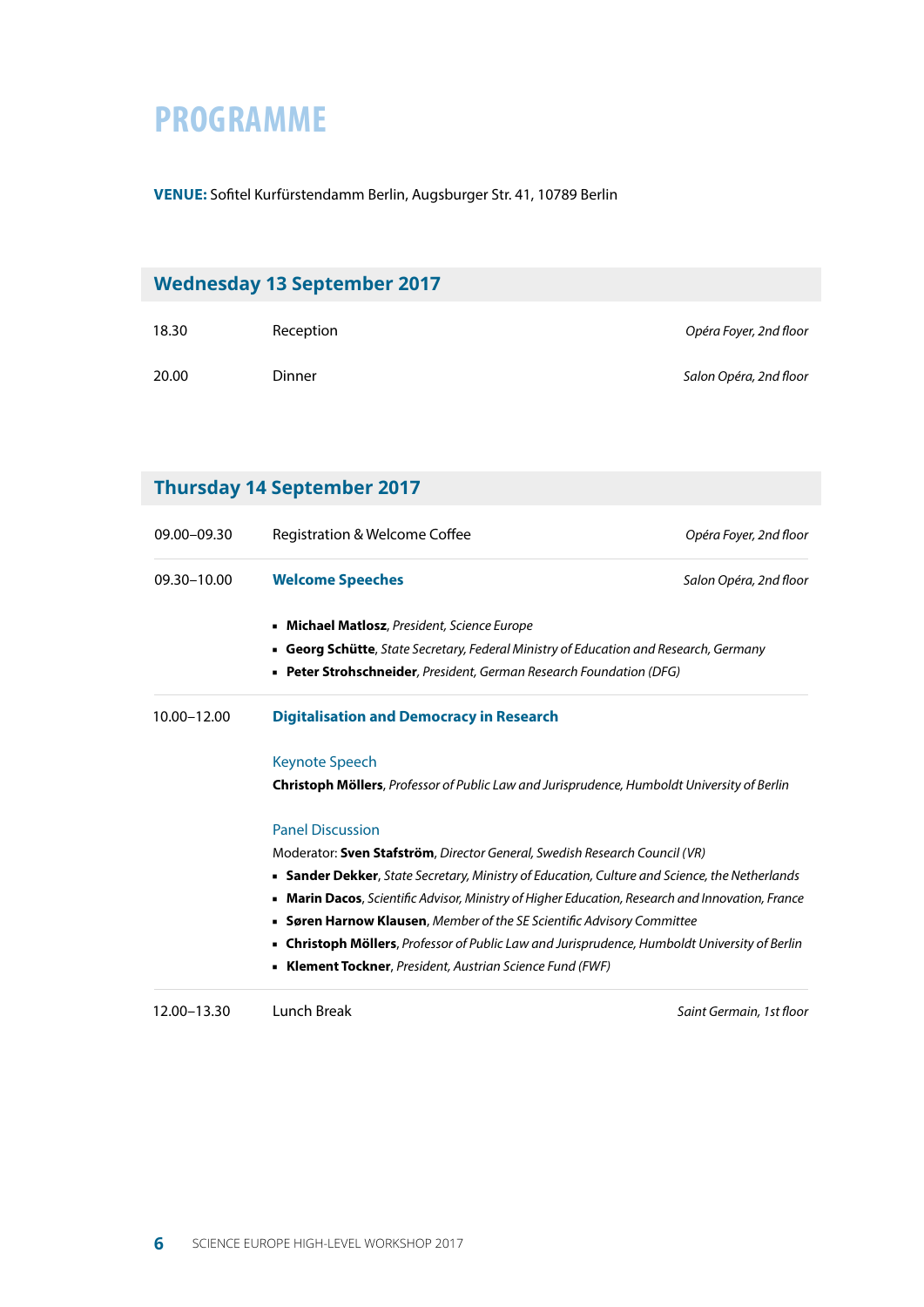# PROGRAMME

**VENUE:** Sofitel Kurfürstendamm Berlin, Augsburger Str. 41, 10789 Berlin

## Wednesday 13 September 2017

| | | |
|---|---|---|
| 18.30 | Reception | *Opéra Foyer, 2nd floor* |
| 20.00 | Dinner | *Salon Opéra, 2nd floor* |

## Thursday 14 September 2017

09.00–09.30 Registration & Welcome Coffee — *Opéra Foyer, 2nd floor*

09.30–10.00 **Welcome Speeches** — *Salon Opéra, 2nd floor*

- **Michael Matlosz**, *President, Science Europe*
- **Georg Schütte**, *State Secretary, Federal Ministry of Education and Research, Germany*
- **Peter Strohschneider**, *President, German Research Foundation (DFG)*

10.00–12.00 **Digitalisation and Democracy in Research**

Keynote Speech

**Christoph Möllers**, *Professor of Public Law and Jurisprudence, Humboldt University of Berlin*

Panel Discussion

Moderator: **Sven Stafström**, *Director General, Swedish Research Council (VR)*

- **Sander Dekker**, *State Secretary, Ministry of Education, Culture and Science, the Netherlands*
- **Marin Dacos**, *Scientific Advisor, Ministry of Higher Education, Research and Innovation, France*
- **Søren Harnow Klausen**, *Member of the SE Scientific Advisory Committee*
- **Christoph Möllers**, *Professor of Public Law and Jurisprudence, Humboldt University of Berlin*
- **Klement Tockner**, *President, Austrian Science Fund (FWF)*

12.00–13.30 Lunch Break — *Saint Germain, 1st floor*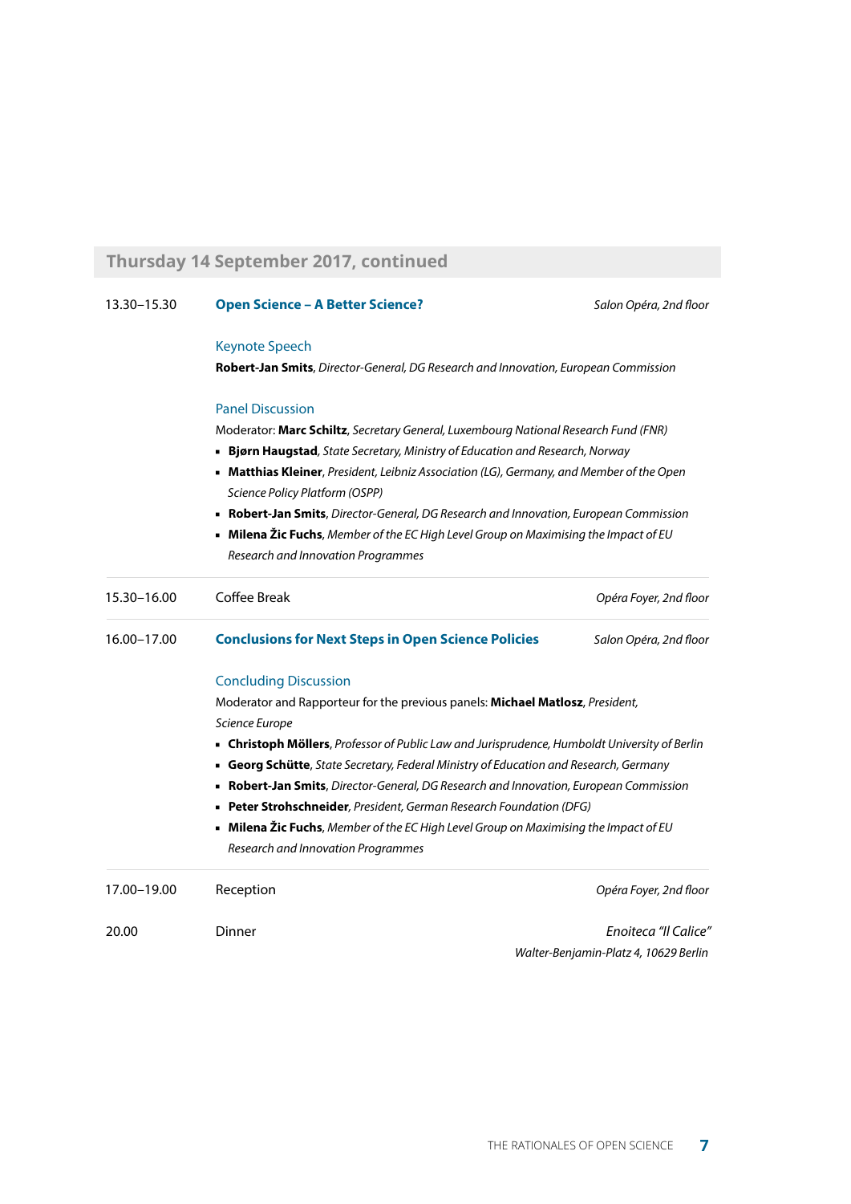## Thursday 14 September 2017, continued

**13.30–15.30** | **Open Science – A Better Science?** | *Salon Opéra, 2nd floor*

### Keynote Speech

**Robert-Jan Smits**, *Director-General, DG Research and Innovation, European Commission*

### Panel Discussion

Moderator: **Marc Schiltz**, *Secretary General, Luxembourg National Research Fund (FNR)*

- **Bjørn Haugstad**, *State Secretary, Ministry of Education and Research, Norway*
- **Matthias Kleiner**, *President, Leibniz Association (LG), Germany, and Member of the Open Science Policy Platform (OSPP)*
- **Robert-Jan Smits**, *Director-General, DG Research and Innovation, European Commission*
- **Milena Žic Fuchs**, *Member of the EC High Level Group on Maximising the Impact of EU Research and Innovation Programmes*

---

**15.30–16.00** | Coffee Break | *Opéra Foyer, 2nd floor*

---

**16.00–17.00** | **Conclusions for Next Steps in Open Science Policies** | *Salon Opéra, 2nd floor*

### Concluding Discussion

Moderator and Rapporteur for the previous panels: **Michael Matlosz**, *President, Science Europe*

- **Christoph Möllers**, *Professor of Public Law and Jurisprudence, Humboldt University of Berlin*
- **Georg Schütte**, *State Secretary, Federal Ministry of Education and Research, Germany*
- **Robert-Jan Smits**, *Director-General, DG Research and Innovation, European Commission*
- **Peter Strohschneider**, *President, German Research Foundation (DFG)*
- **Milena Žic Fuchs**, *Member of the EC High Level Group on Maximising the Impact of EU Research and Innovation Programmes*

---

**17.00–19.00** | Reception | *Opéra Foyer, 2nd floor*

**20.00** | Dinner | *Enoiteca "Il Calice"*
*Walter-Benjamin-Platz 4, 10629 Berlin*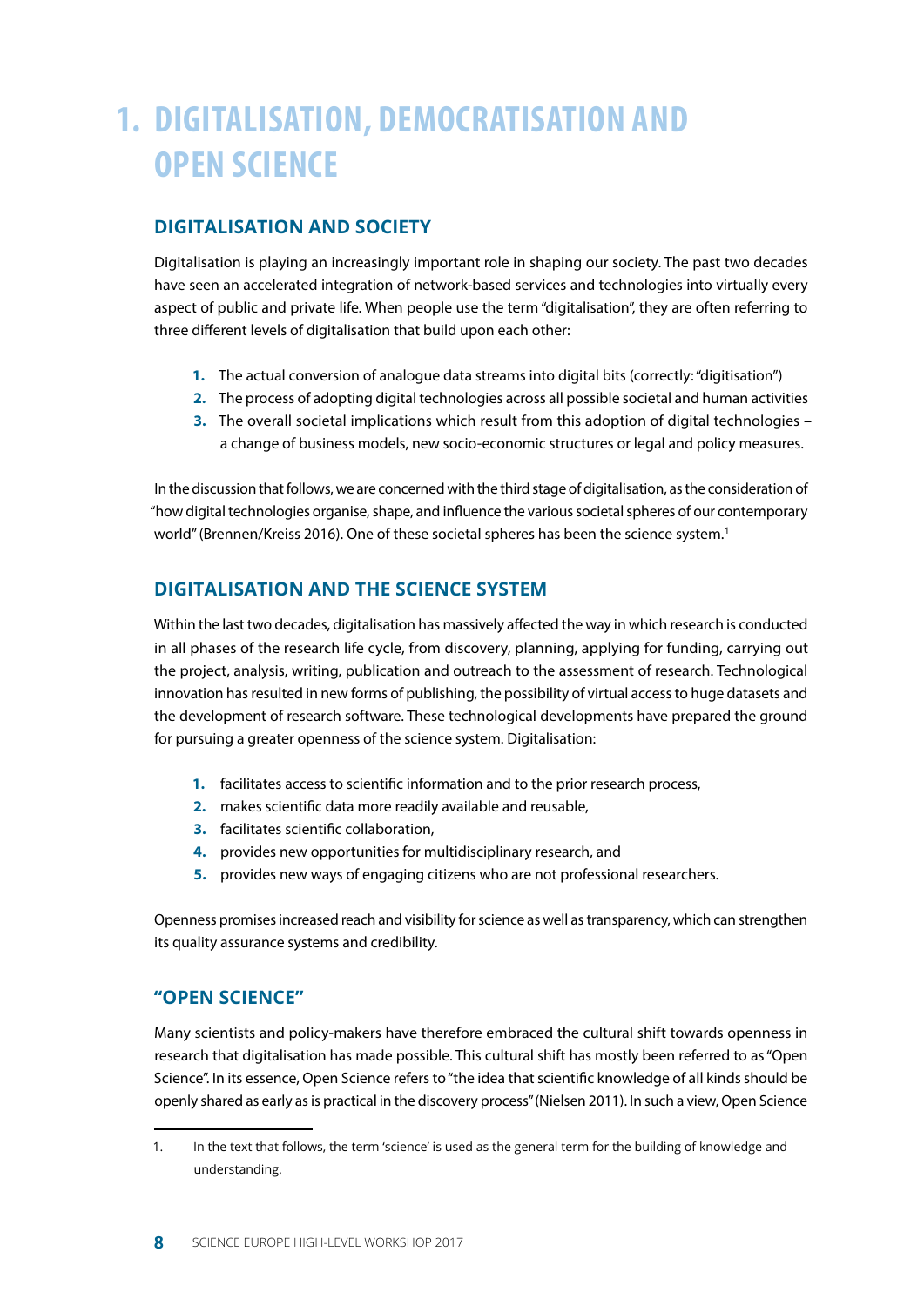# 1. DIGITALISATION, DEMOCRATISATION AND OPEN SCIENCE

## DIGITALISATION AND SOCIETY

Digitalisation is playing an increasingly important role in shaping our society. The past two decades have seen an accelerated integration of network-based services and technologies into virtually every aspect of public and private life. When people use the term "digitalisation", they are often referring to three different levels of digitalisation that build upon each other:

1. The actual conversion of analogue data streams into digital bits (correctly: "digitisation")
2. The process of adopting digital technologies across all possible societal and human activities
3. The overall societal implications which result from this adoption of digital technologies – a change of business models, new socio-economic structures or legal and policy measures.

In the discussion that follows, we are concerned with the third stage of digitalisation, as the consideration of "how digital technologies organise, shape, and influence the various societal spheres of our contemporary world" (Brennen/Kreiss 2016). One of these societal spheres has been the science system.[1]

## DIGITALISATION AND THE SCIENCE SYSTEM

Within the last two decades, digitalisation has massively affected the way in which research is conducted in all phases of the research life cycle, from discovery, planning, applying for funding, carrying out the project, analysis, writing, publication and outreach to the assessment of research. Technological innovation has resulted in new forms of publishing, the possibility of virtual access to huge datasets and the development of research software. These technological developments have prepared the ground for pursuing a greater openness of the science system. Digitalisation:

1. facilitates access to scientific information and to the prior research process,
2. makes scientific data more readily available and reusable,
3. facilitates scientific collaboration,
4. provides new opportunities for multidisciplinary research, and
5. provides new ways of engaging citizens who are not professional researchers.

Openness promises increased reach and visibility for science as well as transparency, which can strengthen its quality assurance systems and credibility.

## "OPEN SCIENCE"

Many scientists and policy-makers have therefore embraced the cultural shift towards openness in research that digitalisation has made possible. This cultural shift has mostly been referred to as "Open Science". In its essence, Open Science refers to "the idea that scientific knowledge of all kinds should be openly shared as early as is practical in the discovery process" (Nielsen 2011). In such a view, Open Science

---

1. In the text that follows, the term 'science' is used as the general term for the building of knowledge and understanding.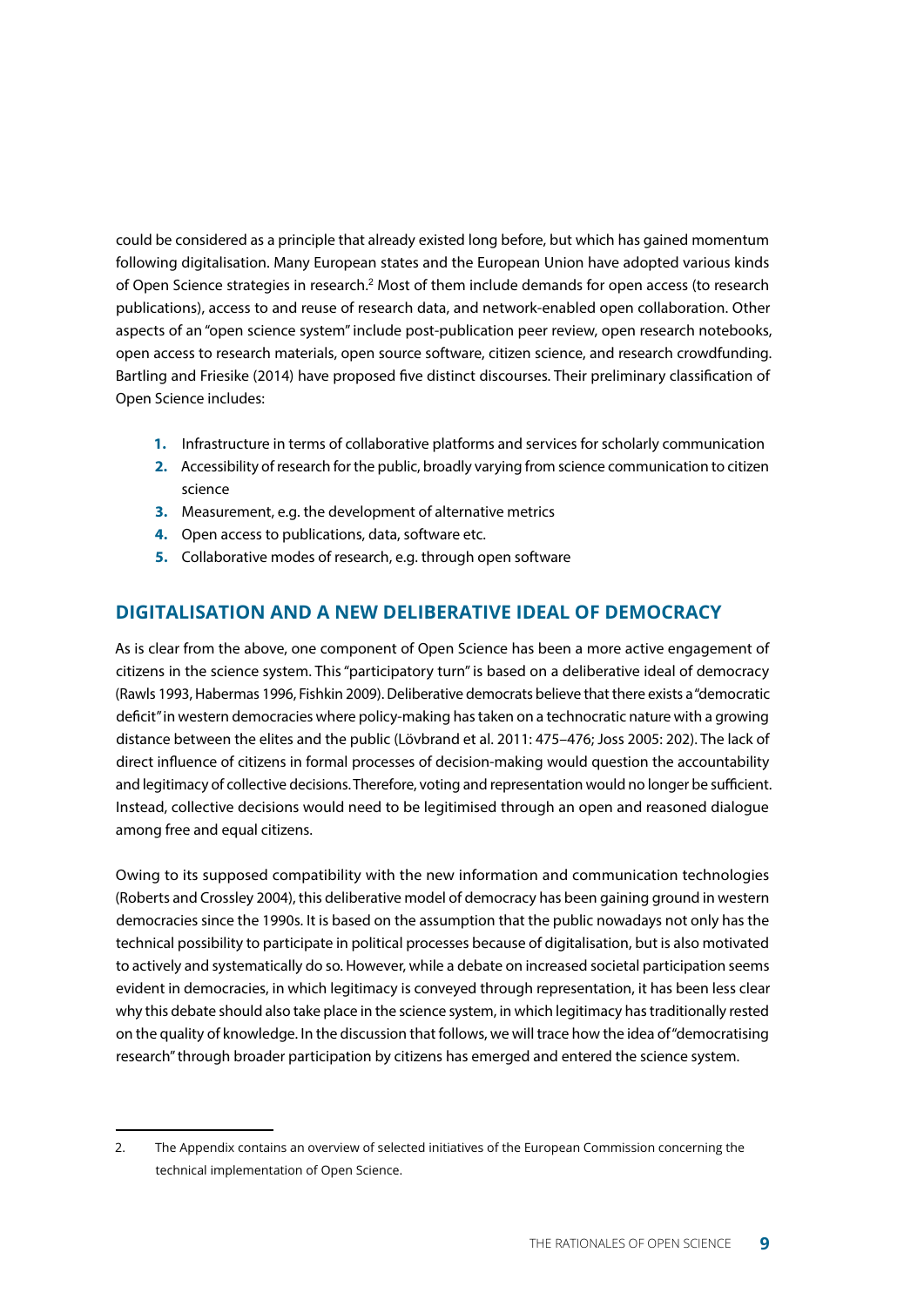could be considered as a principle that already existed long before, but which has gained momentum following digitalisation. Many European states and the European Union have adopted various kinds of Open Science strategies in research.[2] Most of them include demands for open access (to research publications), access to and reuse of research data, and network-enabled open collaboration. Other aspects of an "open science system" include post-publication peer review, open research notebooks, open access to research materials, open source software, citizen science, and research crowdfunding. Bartling and Friesike (2014) have proposed five distinct discourses. Their preliminary classification of Open Science includes:

1. Infrastructure in terms of collaborative platforms and services for scholarly communication
2. Accessibility of research for the public, broadly varying from science communication to citizen science
3. Measurement, e.g. the development of alternative metrics
4. Open access to publications, data, software etc.
5. Collaborative modes of research, e.g. through open software

## DIGITALISATION AND A NEW DELIBERATIVE IDEAL OF DEMOCRACY

As is clear from the above, one component of Open Science has been a more active engagement of citizens in the science system. This "participatory turn" is based on a deliberative ideal of democracy (Rawls 1993, Habermas 1996, Fishkin 2009). Deliberative democrats believe that there exists a "democratic deficit" in western democracies where policy-making has taken on a technocratic nature with a growing distance between the elites and the public (Lövbrand et al. 2011: 475–476; Joss 2005: 202). The lack of direct influence of citizens in formal processes of decision-making would question the accountability and legitimacy of collective decisions. Therefore, voting and representation would no longer be sufficient. Instead, collective decisions would need to be legitimised through an open and reasoned dialogue among free and equal citizens.

Owing to its supposed compatibility with the new information and communication technologies (Roberts and Crossley 2004), this deliberative model of democracy has been gaining ground in western democracies since the 1990s. It is based on the assumption that the public nowadays not only has the technical possibility to participate in political processes because of digitalisation, but is also motivated to actively and systematically do so. However, while a debate on increased societal participation seems evident in democracies, in which legitimacy is conveyed through representation, it has been less clear why this debate should also take place in the science system, in which legitimacy has traditionally rested on the quality of knowledge. In the discussion that follows, we will trace how the idea of "democratising research" through broader participation by citizens has emerged and entered the science system.

2. The Appendix contains an overview of selected initiatives of the European Commission concerning the technical implementation of Open Science.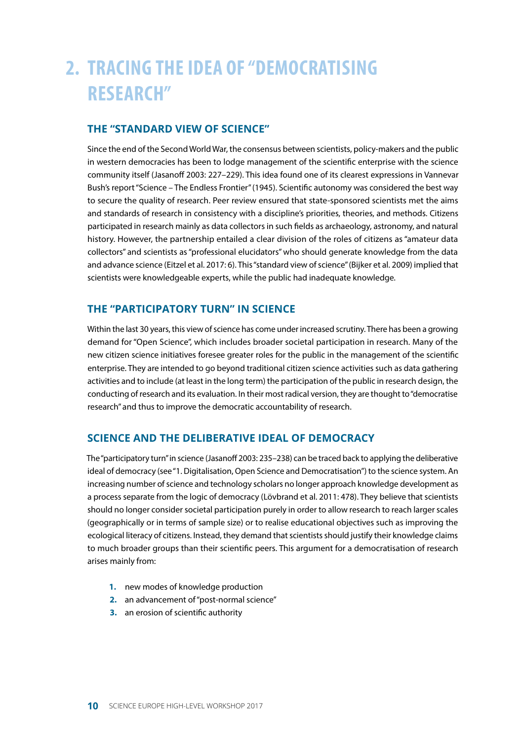# 2. TRACING THE IDEA OF "DEMOCRATISING RESEARCH"

## THE "STANDARD VIEW OF SCIENCE"

Since the end of the Second World War, the consensus between scientists, policy-makers and the public in western democracies has been to lodge management of the scientific enterprise with the science community itself (Jasanoff 2003: 227–229). This idea found one of its clearest expressions in Vannevar Bush's report "Science – The Endless Frontier" (1945). Scientific autonomy was considered the best way to secure the quality of research. Peer review ensured that state-sponsored scientists met the aims and standards of research in consistency with a discipline's priorities, theories, and methods. Citizens participated in research mainly as data collectors in such fields as archaeology, astronomy, and natural history. However, the partnership entailed a clear division of the roles of citizens as "amateur data collectors" and scientists as "professional elucidators" who should generate knowledge from the data and advance science (Eitzel et al. 2017: 6). This "standard view of science" (Bijker et al. 2009) implied that scientists were knowledgeable experts, while the public had inadequate knowledge.

## THE "PARTICIPATORY TURN" IN SCIENCE

Within the last 30 years, this view of science has come under increased scrutiny. There has been a growing demand for "Open Science", which includes broader societal participation in research. Many of the new citizen science initiatives foresee greater roles for the public in the management of the scientific enterprise. They are intended to go beyond traditional citizen science activities such as data gathering activities and to include (at least in the long term) the participation of the public in research design, the conducting of research and its evaluation. In their most radical version, they are thought to "democratise research" and thus to improve the democratic accountability of research.

## SCIENCE AND THE DELIBERATIVE IDEAL OF DEMOCRACY

The "participatory turn" in science (Jasanoff 2003: 235–238) can be traced back to applying the deliberative ideal of democracy (see "1. Digitalisation, Open Science and Democratisation") to the science system. An increasing number of science and technology scholars no longer approach knowledge development as a process separate from the logic of democracy (Lövbrand et al. 2011: 478). They believe that scientists should no longer consider societal participation purely in order to allow research to reach larger scales (geographically or in terms of sample size) or to realise educational objectives such as improving the ecological literacy of citizens. Instead, they demand that scientists should justify their knowledge claims to much broader groups than their scientific peers. This argument for a democratisation of research arises mainly from:

1. new modes of knowledge production
2. an advancement of "post-normal science"
3. an erosion of scientific authority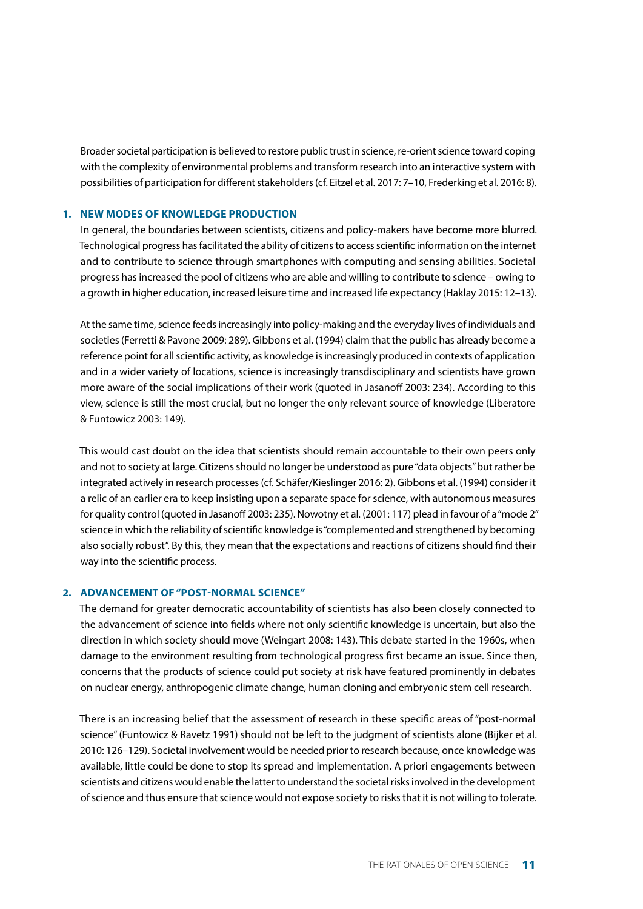Broader societal participation is believed to restore public trust in science, re-orient science toward coping with the complexity of environmental problems and transform research into an interactive system with possibilities of participation for different stakeholders (cf. Eitzel et al. 2017: 7–10, Frederking et al. 2016: 8).

## 1. NEW MODES OF KNOWLEDGE PRODUCTION

In general, the boundaries between scientists, citizens and policy-makers have become more blurred. Technological progress has facilitated the ability of citizens to access scientific information on the internet and to contribute to science through smartphones with computing and sensing abilities. Societal progress has increased the pool of citizens who are able and willing to contribute to science – owing to a growth in higher education, increased leisure time and increased life expectancy (Haklay 2015: 12–13).

At the same time, science feeds increasingly into policy-making and the everyday lives of individuals and societies (Ferretti & Pavone 2009: 289). Gibbons et al. (1994) claim that the public has already become a reference point for all scientific activity, as knowledge is increasingly produced in contexts of application and in a wider variety of locations, science is increasingly transdisciplinary and scientists have grown more aware of the social implications of their work (quoted in Jasanoff 2003: 234). According to this view, science is still the most crucial, but no longer the only relevant source of knowledge (Liberatore & Funtowicz 2003: 149).

This would cast doubt on the idea that scientists should remain accountable to their own peers only and not to society at large. Citizens should no longer be understood as pure "data objects" but rather be integrated actively in research processes (cf. Schäfer/Kieslinger 2016: 2). Gibbons et al. (1994) consider it a relic of an earlier era to keep insisting upon a separate space for science, with autonomous measures for quality control (quoted in Jasanoff 2003: 235). Nowotny et al. (2001: 117) plead in favour of a "mode 2" science in which the reliability of scientific knowledge is "complemented and strengthened by becoming also socially robust". By this, they mean that the expectations and reactions of citizens should find their way into the scientific process.

## 2. ADVANCEMENT OF "POST-NORMAL SCIENCE"

The demand for greater democratic accountability of scientists has also been closely connected to the advancement of science into fields where not only scientific knowledge is uncertain, but also the direction in which society should move (Weingart 2008: 143). This debate started in the 1960s, when damage to the environment resulting from technological progress first became an issue. Since then, concerns that the products of science could put society at risk have featured prominently in debates on nuclear energy, anthropogenic climate change, human cloning and embryonic stem cell research.

There is an increasing belief that the assessment of research in these specific areas of "post-normal science" (Funtowicz & Ravetz 1991) should not be left to the judgment of scientists alone (Bijker et al. 2010: 126–129). Societal involvement would be needed prior to research because, once knowledge was available, little could be done to stop its spread and implementation. A priori engagements between scientists and citizens would enable the latter to understand the societal risks involved in the development of science and thus ensure that science would not expose society to risks that it is not willing to tolerate.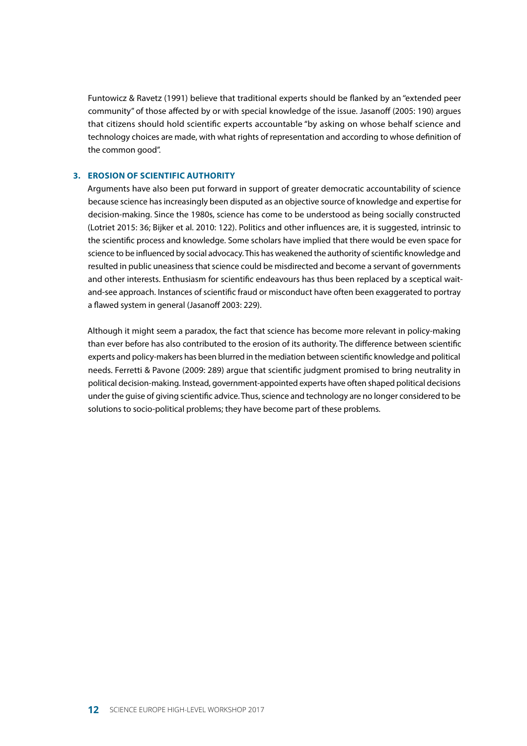Funtowicz & Ravetz (1991) believe that traditional experts should be flanked by an "extended peer community" of those affected by or with special knowledge of the issue. Jasanoff (2005: 190) argues that citizens should hold scientific experts accountable "by asking on whose behalf science and technology choices are made, with what rights of representation and according to whose definition of the common good".

### 3. EROSION OF SCIENTIFIC AUTHORITY

Arguments have also been put forward in support of greater democratic accountability of science because science has increasingly been disputed as an objective source of knowledge and expertise for decision-making. Since the 1980s, science has come to be understood as being socially constructed (Lotriet 2015: 36; Bijker et al. 2010: 122). Politics and other influences are, it is suggested, intrinsic to the scientific process and knowledge. Some scholars have implied that there would be even space for science to be influenced by social advocacy. This has weakened the authority of scientific knowledge and resulted in public uneasiness that science could be misdirected and become a servant of governments and other interests. Enthusiasm for scientific endeavours has thus been replaced by a sceptical wait-and-see approach. Instances of scientific fraud or misconduct have often been exaggerated to portray a flawed system in general (Jasanoff 2003: 229).

Although it might seem a paradox, the fact that science has become more relevant in policy-making than ever before has also contributed to the erosion of its authority. The difference between scientific experts and policy-makers has been blurred in the mediation between scientific knowledge and political needs. Ferretti & Pavone (2009: 289) argue that scientific judgment promised to bring neutrality in political decision-making. Instead, government-appointed experts have often shaped political decisions under the guise of giving scientific advice. Thus, science and technology are no longer considered to be solutions to socio-political problems; they have become part of these problems.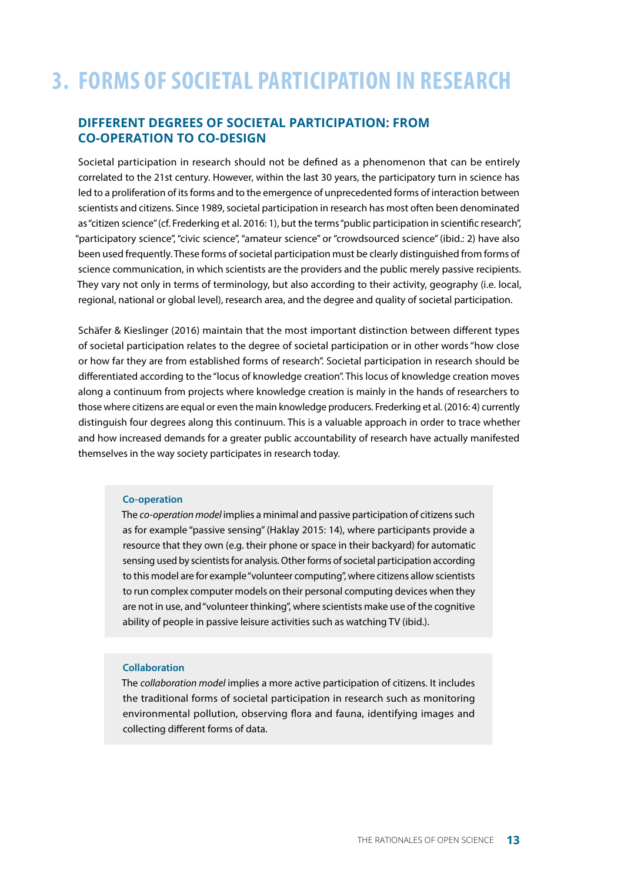# 3. FORMS OF SOCIETAL PARTICIPATION IN RESEARCH

## DIFFERENT DEGREES OF SOCIETAL PARTICIPATION: FROM CO-OPERATION TO CO-DESIGN

Societal participation in research should not be defined as a phenomenon that can be entirely correlated to the 21st century. However, within the last 30 years, the participatory turn in science has led to a proliferation of its forms and to the emergence of unprecedented forms of interaction between scientists and citizens. Since 1989, societal participation in research has most often been denominated as "citizen science" (cf. Frederking et al. 2016: 1), but the terms "public participation in scientific research", "participatory science", "civic science", "amateur science" or "crowdsourced science" (ibid.: 2) have also been used frequently. These forms of societal participation must be clearly distinguished from forms of science communication, in which scientists are the providers and the public merely passive recipients. They vary not only in terms of terminology, but also according to their activity, geography (i.e. local, regional, national or global level), research area, and the degree and quality of societal participation.

Schäfer & Kieslinger (2016) maintain that the most important distinction between different types of societal participation relates to the degree of societal participation or in other words "how close or how far they are from established forms of research". Societal participation in research should be differentiated according to the "locus of knowledge creation". This locus of knowledge creation moves along a continuum from projects where knowledge creation is mainly in the hands of researchers to those where citizens are equal or even the main knowledge producers. Frederking et al. (2016: 4) currently distinguish four degrees along this continuum. This is a valuable approach in order to trace whether and how increased demands for a greater public accountability of research have actually manifested themselves in the way society participates in research today.

**Co-operation**

The *co-operation model* implies a minimal and passive participation of citizens such as for example "passive sensing" (Haklay 2015: 14), where participants provide a resource that they own (e.g. their phone or space in their backyard) for automatic sensing used by scientists for analysis. Other forms of societal participation according to this model are for example "volunteer computing", where citizens allow scientists to run complex computer models on their personal computing devices when they are not in use, and "volunteer thinking", where scientists make use of the cognitive ability of people in passive leisure activities such as watching TV (ibid.).

**Collaboration**

The *collaboration model* implies a more active participation of citizens. It includes the traditional forms of societal participation in research such as monitoring environmental pollution, observing flora and fauna, identifying images and collecting different forms of data.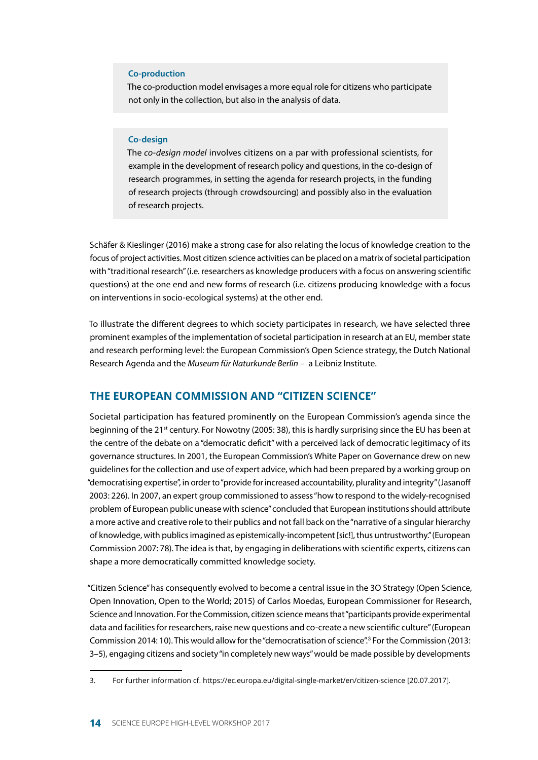**Co-production**

The co-production model envisages a more equal role for citizens who participate not only in the collection, but also in the analysis of data.

**Co-design**

The *co-design model* involves citizens on a par with professional scientists, for example in the development of research policy and questions, in the co-design of research programmes, in setting the agenda for research projects, in the funding of research projects (through crowdsourcing) and possibly also in the evaluation of research projects.

Schäfer & Kieslinger (2016) make a strong case for also relating the locus of knowledge creation to the focus of project activities. Most citizen science activities can be placed on a matrix of societal participation with "traditional research" (i.e. researchers as knowledge producers with a focus on answering scientific questions) at the one end and new forms of research (i.e. citizens producing knowledge with a focus on interventions in socio-ecological systems) at the other end.

To illustrate the different degrees to which society participates in research, we have selected three prominent examples of the implementation of societal participation in research at an EU, member state and research performing level: the European Commission's Open Science strategy, the Dutch National Research Agenda and the *Museum für Naturkunde Berlin* – a Leibniz Institute.

## THE EUROPEAN COMMISSION AND "CITIZEN SCIENCE"

Societal participation has featured prominently on the European Commission's agenda since the beginning of the 21st century. For Nowotny (2005: 38), this is hardly surprising since the EU has been at the centre of the debate on a "democratic deficit" with a perceived lack of democratic legitimacy of its governance structures. In 2001, the European Commission's White Paper on Governance drew on new guidelines for the collection and use of expert advice, which had been prepared by a working group on "democratising expertise", in order to "provide for increased accountability, plurality and integrity" (Jasanoff 2003: 226). In 2007, an expert group commissioned to assess "how to respond to the widely-recognised problem of European public unease with science" concluded that European institutions should attribute a more active and creative role to their publics and not fall back on the "narrative of a singular hierarchy of knowledge, with publics imagined as epistemically-incompetent [sic!], thus untrustworthy." (European Commission 2007: 78). The idea is that, by engaging in deliberations with scientific experts, citizens can shape a more democratically committed knowledge society.

"Citizen Science" has consequently evolved to become a central issue in the 3O Strategy (Open Science, Open Innovation, Open to the World; 2015) of Carlos Moedas, European Commissioner for Research, Science and Innovation. For the Commission, citizen science means that "participants provide experimental data and facilities for researchers, raise new questions and co-create a new scientific culture" (European Commission 2014: 10). This would allow for the "democratisation of science".[3] For the Commission (2013: 3–5), engaging citizens and society "in completely new ways" would be made possible by developments

---

3. For further information cf. https://ec.europa.eu/digital-single-market/en/citizen-science [20.07.2017].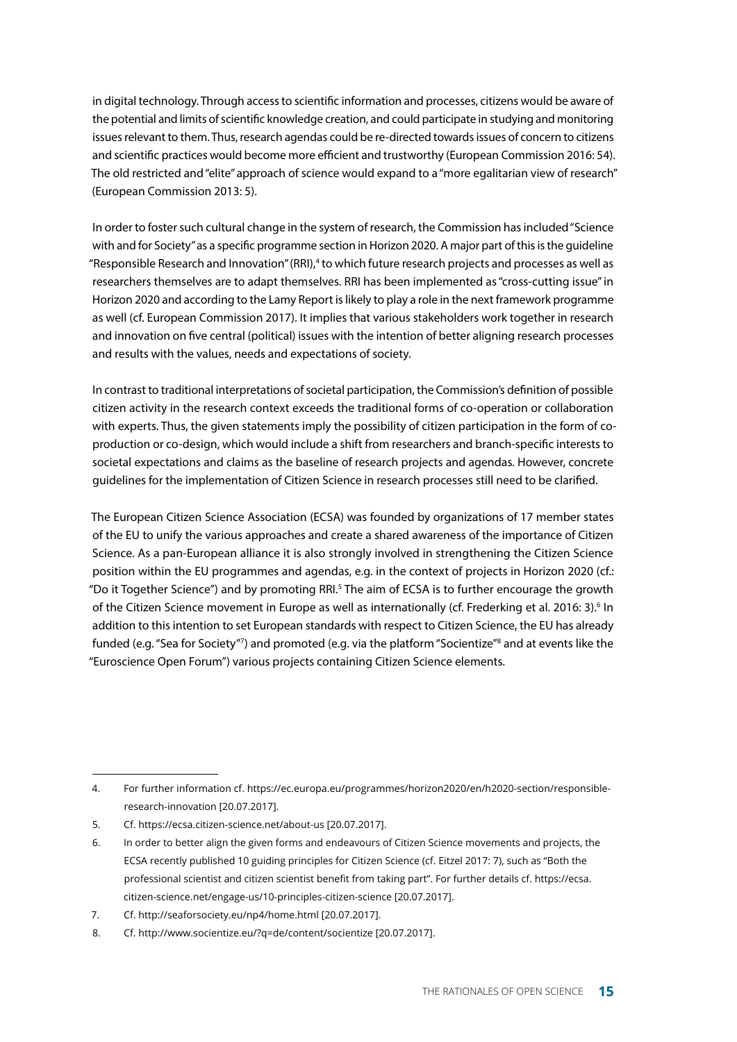in digital technology. Through access to scientific information and processes, citizens would be aware of the potential and limits of scientific knowledge creation, and could participate in studying and monitoring issues relevant to them. Thus, research agendas could be re-directed towards issues of concern to citizens and scientific practices would become more efficient and trustworthy (European Commission 2016: 54). The old restricted and "elite" approach of science would expand to a "more egalitarian view of research" (European Commission 2013: 5).

In order to foster such cultural change in the system of research, the Commission has included "Science with and for Society" as a specific programme section in Horizon 2020. A major part of this is the guideline "Responsible Research and Innovation" (RRI),[4] to which future research projects and processes as well as researchers themselves are to adapt themselves. RRI has been implemented as "cross-cutting issue" in Horizon 2020 and according to the Lamy Report is likely to play a role in the next framework programme as well (cf. European Commission 2017). It implies that various stakeholders work together in research and innovation on five central (political) issues with the intention of better aligning research processes and results with the values, needs and expectations of society.

In contrast to traditional interpretations of societal participation, the Commission's definition of possible citizen activity in the research context exceeds the traditional forms of co-operation or collaboration with experts. Thus, the given statements imply the possibility of citizen participation in the form of co-production or co-design, which would include a shift from researchers and branch-specific interests to societal expectations and claims as the baseline of research projects and agendas. However, concrete guidelines for the implementation of Citizen Science in research processes still need to be clarified.

The European Citizen Science Association (ECSA) was founded by organizations of 17 member states of the EU to unify the various approaches and create a shared awareness of the importance of Citizen Science. As a pan-European alliance it is also strongly involved in strengthening the Citizen Science position within the EU programmes and agendas, e.g. in the context of projects in Horizon 2020 (cf.: "Do it Together Science") and by promoting RRI.[5] The aim of ECSA is to further encourage the growth of the Citizen Science movement in Europe as well as internationally (cf. Frederking et al. 2016: 3).[6] In addition to this intention to set European standards with respect to Citizen Science, the EU has already funded (e.g. "Sea for Society"[7]) and promoted (e.g. via the platform "Socientize"[8] and at events like the "Euroscience Open Forum") various projects containing Citizen Science elements.

---

4. For further information cf. https://ec.europa.eu/programmes/horizon2020/en/h2020-section/responsible-research-innovation [20.07.2017].
5. Cf. https://ecsa.citizen-science.net/about-us [20.07.2017].
6. In order to better align the given forms and endeavours of Citizen Science movements and projects, the ECSA recently published 10 guiding principles for Citizen Science (cf. Eitzel 2017: 7), such as "Both the professional scientist and citizen scientist benefit from taking part". For further details cf. https://ecsa.citizen-science.net/engage-us/10-principles-citizen-science [20.07.2017].
7. Cf. http://seaforsociety.eu/np4/home.html [20.07.2017].
8. Cf. http://www.socientize.eu/?q=de/content/socientize [20.07.2017].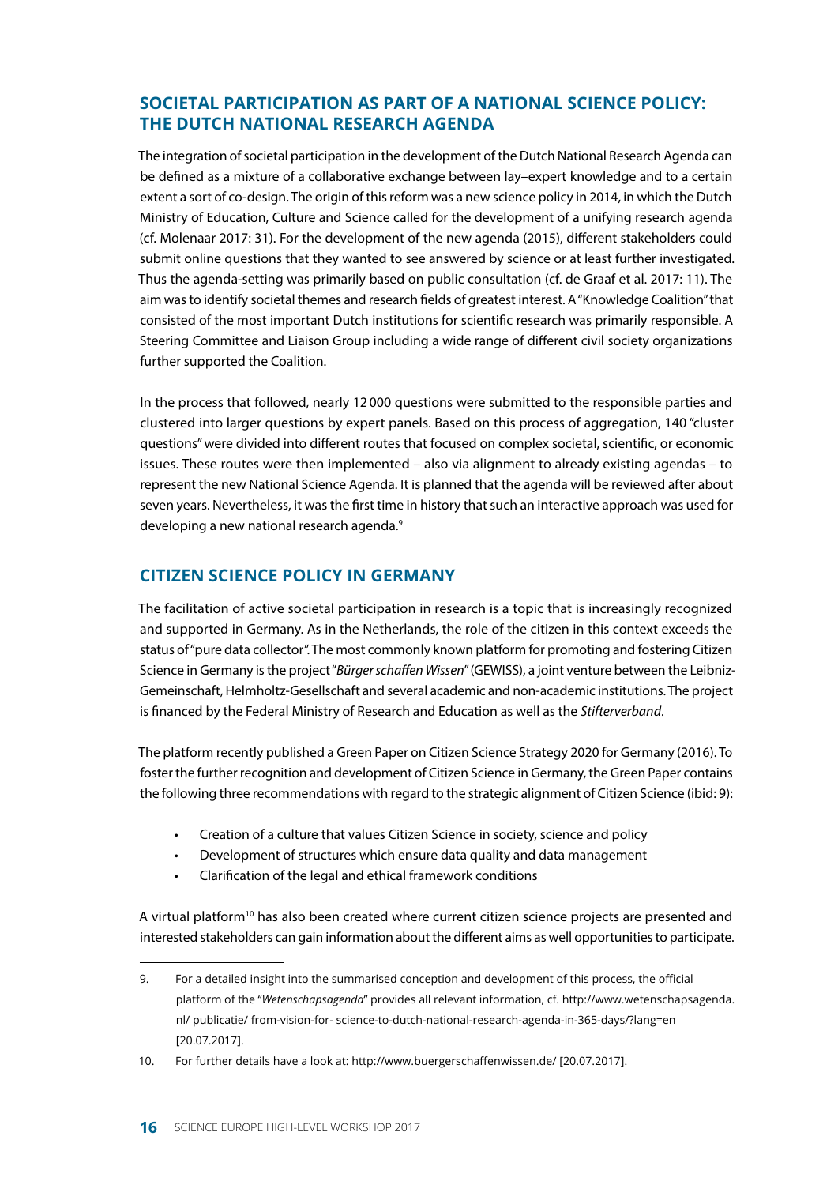## SOCIETAL PARTICIPATION AS PART OF A NATIONAL SCIENCE POLICY: THE DUTCH NATIONAL RESEARCH AGENDA

The integration of societal participation in the development of the Dutch National Research Agenda can be defined as a mixture of a collaborative exchange between lay–expert knowledge and to a certain extent a sort of co-design. The origin of this reform was a new science policy in 2014, in which the Dutch Ministry of Education, Culture and Science called for the development of a unifying research agenda (cf. Molenaar 2017: 31). For the development of the new agenda (2015), different stakeholders could submit online questions that they wanted to see answered by science or at least further investigated. Thus the agenda-setting was primarily based on public consultation (cf. de Graaf et al. 2017: 11). The aim was to identify societal themes and research fields of greatest interest. A "Knowledge Coalition" that consisted of the most important Dutch institutions for scientific research was primarily responsible. A Steering Committee and Liaison Group including a wide range of different civil society organizations further supported the Coalition.

In the process that followed, nearly 12 000 questions were submitted to the responsible parties and clustered into larger questions by expert panels. Based on this process of aggregation, 140 "cluster questions" were divided into different routes that focused on complex societal, scientific, or economic issues. These routes were then implemented – also via alignment to already existing agendas – to represent the new National Science Agenda. It is planned that the agenda will be reviewed after about seven years. Nevertheless, it was the first time in history that such an interactive approach was used for developing a new national research agenda.[9]

## CITIZEN SCIENCE POLICY IN GERMANY

The facilitation of active societal participation in research is a topic that is increasingly recognized and supported in Germany. As in the Netherlands, the role of the citizen in this context exceeds the status of "pure data collector". The most commonly known platform for promoting and fostering Citizen Science in Germany is the project "*Bürger schaffen Wissen*" (GEWISS), a joint venture between the Leibniz-Gemeinschaft, Helmholtz-Gesellschaft and several academic and non-academic institutions. The project is financed by the Federal Ministry of Research and Education as well as the *Stifterverband*.

The platform recently published a Green Paper on Citizen Science Strategy 2020 for Germany (2016). To foster the further recognition and development of Citizen Science in Germany, the Green Paper contains the following three recommendations with regard to the strategic alignment of Citizen Science (ibid: 9):

- Creation of a culture that values Citizen Science in society, science and policy
- Development of structures which ensure data quality and data management
- Clarification of the legal and ethical framework conditions

A virtual platform[10] has also been created where current citizen science projects are presented and interested stakeholders can gain information about the different aims as well opportunities to participate.

---

9. For a detailed insight into the summarised conception and development of this process, the official platform of the "*Wetenschapsagenda*" provides all relevant information, cf. http://www.wetenschapsagenda.nl/ publicatie/ from-vision-for- science-to-dutch-national-research-agenda-in-365-days/?lang=en [20.07.2017].

10. For further details have a look at: http://www.buergerschaffenwissen.de/ [20.07.2017].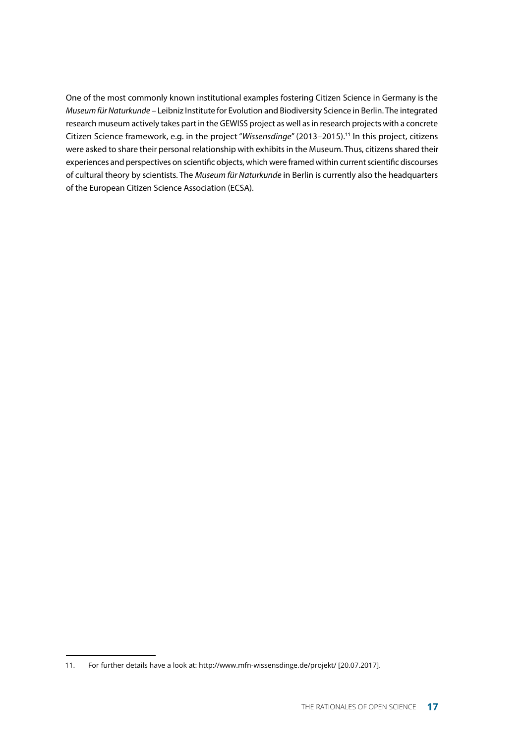One of the most commonly known institutional examples fostering Citizen Science in Germany is the *Museum für Naturkunde* – Leibniz Institute for Evolution and Biodiversity Science in Berlin. The integrated research museum actively takes part in the GEWISS project as well as in research projects with a concrete Citizen Science framework, e.g. in the project "*Wissensdinge*" (2013–2015).[11] In this project, citizens were asked to share their personal relationship with exhibits in the Museum. Thus, citizens shared their experiences and perspectives on scientific objects, which were framed within current scientific discourses of cultural theory by scientists. The *Museum für Naturkunde* in Berlin is currently also the headquarters of the European Citizen Science Association (ECSA).

---

11. For further details have a look at: http://www.mfn-wissensdinge.de/projekt/ [20.07.2017].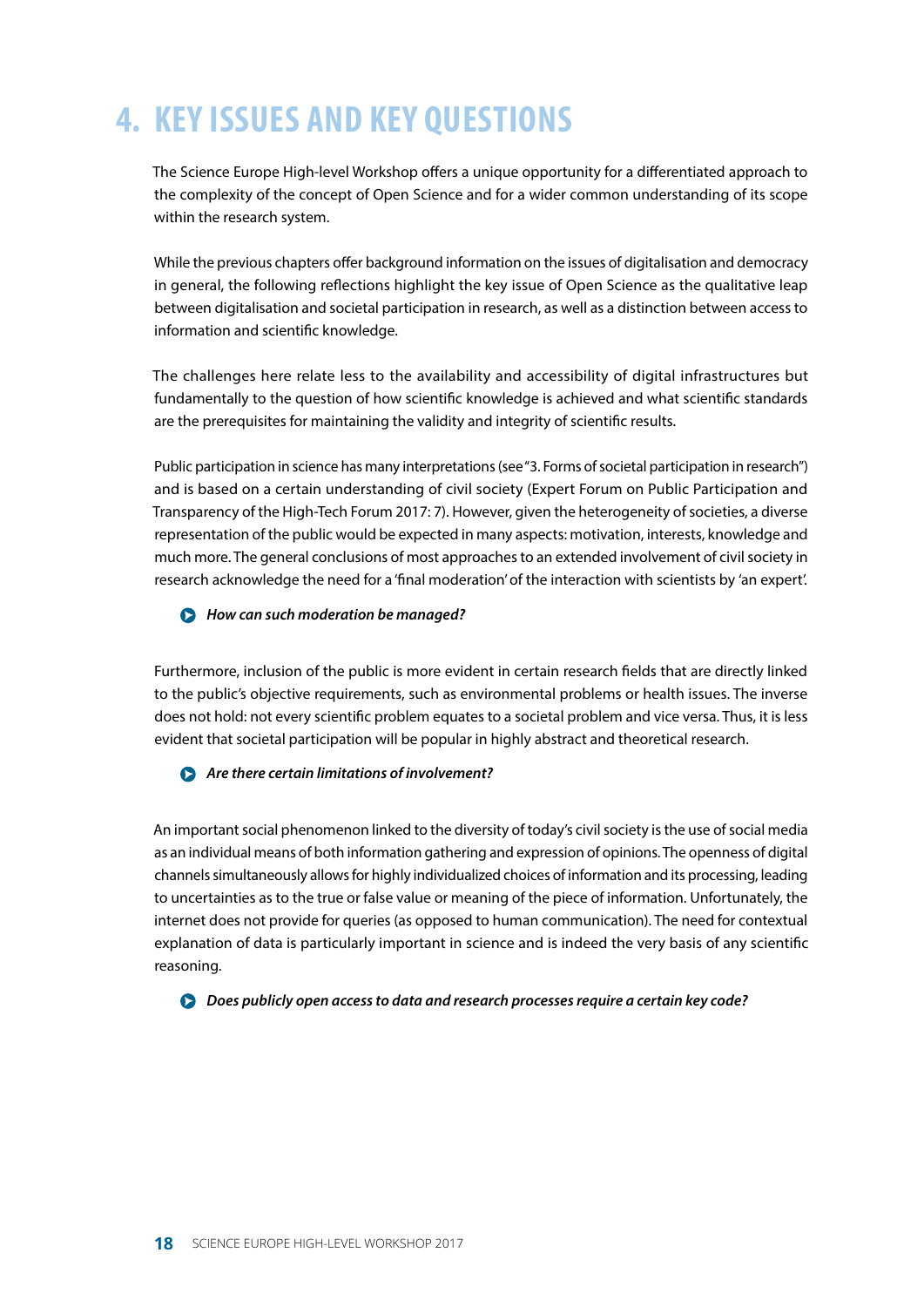# 4. KEY ISSUES AND KEY QUESTIONS

The Science Europe High-level Workshop offers a unique opportunity for a differentiated approach to the complexity of the concept of Open Science and for a wider common understanding of its scope within the research system.

While the previous chapters offer background information on the issues of digitalisation and democracy in general, the following reflections highlight the key issue of Open Science as the qualitative leap between digitalisation and societal participation in research, as well as a distinction between access to information and scientific knowledge.

The challenges here relate less to the availability and accessibility of digital infrastructures but fundamentally to the question of how scientific knowledge is achieved and what scientific standards are the prerequisites for maintaining the validity and integrity of scientific results.

Public participation in science has many interpretations (see "3. Forms of societal participation in research") and is based on a certain understanding of civil society (Expert Forum on Public Participation and Transparency of the High-Tech Forum 2017: 7). However, given the heterogeneity of societies, a diverse representation of the public would be expected in many aspects: motivation, interests, knowledge and much more. The general conclusions of most approaches to an extended involvement of civil society in research acknowledge the need for a 'final moderation' of the interaction with scientists by 'an expert'.

- ***How can such moderation be managed?***

Furthermore, inclusion of the public is more evident in certain research fields that are directly linked to the public's objective requirements, such as environmental problems or health issues. The inverse does not hold: not every scientific problem equates to a societal problem and vice versa. Thus, it is less evident that societal participation will be popular in highly abstract and theoretical research.

- ***Are there certain limitations of involvement?***

An important social phenomenon linked to the diversity of today's civil society is the use of social media as an individual means of both information gathering and expression of opinions. The openness of digital channels simultaneously allows for highly individualized choices of information and its processing, leading to uncertainties as to the true or false value or meaning of the piece of information. Unfortunately, the internet does not provide for queries (as opposed to human communication). The need for contextual explanation of data is particularly important in science and is indeed the very basis of any scientific reasoning.

- ***Does publicly open access to data and research processes require a certain key code?***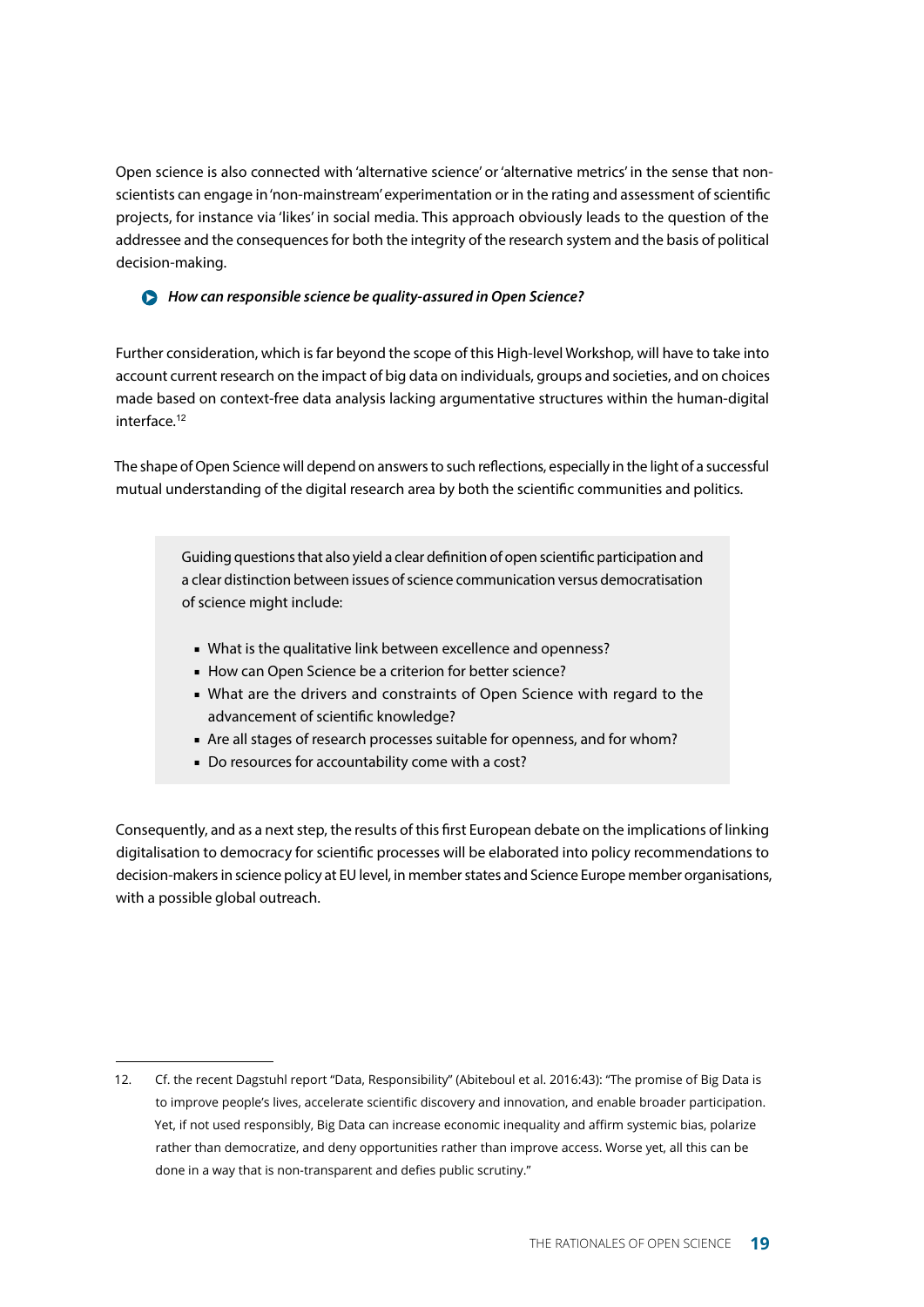Open science is also connected with 'alternative science' or 'alternative metrics' in the sense that non-scientists can engage in 'non-mainstream' experimentation or in the rating and assessment of scientific projects, for instance via 'likes' in social media. This approach obviously leads to the question of the addressee and the consequences for both the integrity of the research system and the basis of political decision-making.

- ***How can responsible science be quality-assured in Open Science?***

Further consideration, which is far beyond the scope of this High-level Workshop, will have to take into account current research on the impact of big data on individuals, groups and societies, and on choices made based on context-free data analysis lacking argumentative structures within the human-digital interface.[12]

The shape of Open Science will depend on answers to such reflections, especially in the light of a successful mutual understanding of the digital research area by both the scientific communities and politics.

> Guiding questions that also yield a clear definition of open scientific participation and a clear distinction between issues of science communication versus democratisation of science might include:
>
> - What is the qualitative link between excellence and openness?
> - How can Open Science be a criterion for better science?
> - What are the drivers and constraints of Open Science with regard to the advancement of scientific knowledge?
> - Are all stages of research processes suitable for openness, and for whom?
> - Do resources for accountability come with a cost?

Consequently, and as a next step, the results of this first European debate on the implications of linking digitalisation to democracy for scientific processes will be elaborated into policy recommendations to decision-makers in science policy at EU level, in member states and Science Europe member organisations, with a possible global outreach.

---

12. Cf. the recent Dagstuhl report "Data, Responsibility" (Abiteboul et al. 2016:43): "The promise of Big Data is to improve people's lives, accelerate scientific discovery and innovation, and enable broader participation. Yet, if not used responsibly, Big Data can increase economic inequality and affirm systemic bias, polarize rather than democratize, and deny opportunities rather than improve access. Worse yet, all this can be done in a way that is non-transparent and defies public scrutiny."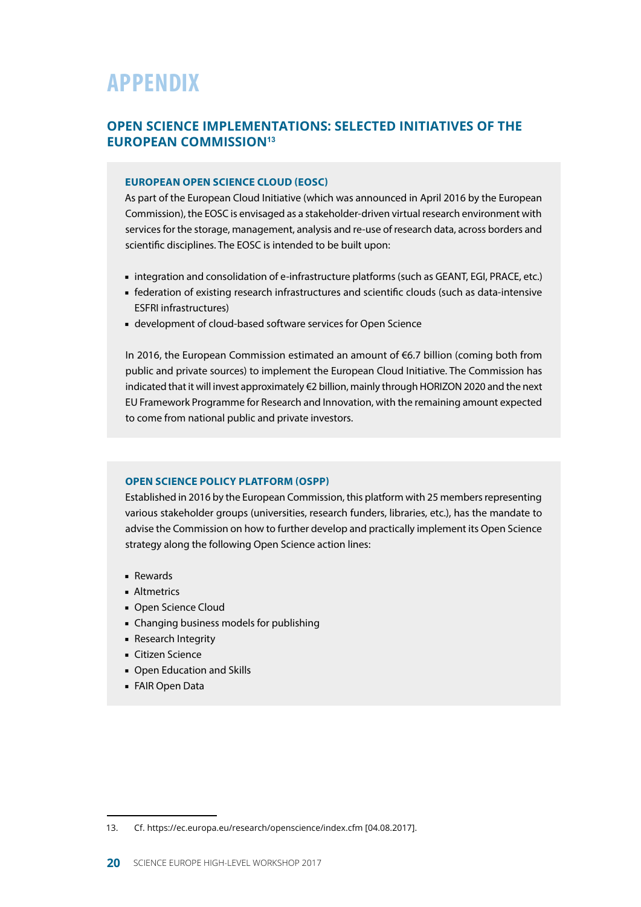# APPENDIX

## OPEN SCIENCE IMPLEMENTATIONS: SELECTED INITIATIVES OF THE EUROPEAN COMMISSION[13]

### EUROPEAN OPEN SCIENCE CLOUD (EOSC)

As part of the European Cloud Initiative (which was announced in April 2016 by the European Commission), the EOSC is envisaged as a stakeholder-driven virtual research environment with services for the storage, management, analysis and re-use of research data, across borders and scientific disciplines. The EOSC is intended to be built upon:

- integration and consolidation of e-infrastructure platforms (such as GEANT, EGI, PRACE, etc.)
- federation of existing research infrastructures and scientific clouds (such as data-intensive ESFRI infrastructures)
- development of cloud-based software services for Open Science

In 2016, the European Commission estimated an amount of €6.7 billion (coming both from public and private sources) to implement the European Cloud Initiative. The Commission has indicated that it will invest approximately €2 billion, mainly through HORIZON 2020 and the next EU Framework Programme for Research and Innovation, with the remaining amount expected to come from national public and private investors.

### OPEN SCIENCE POLICY PLATFORM (OSPP)

Established in 2016 by the European Commission, this platform with 25 members representing various stakeholder groups (universities, research funders, libraries, etc.), has the mandate to advise the Commission on how to further develop and practically implement its Open Science strategy along the following Open Science action lines:

- Rewards
- Altmetrics
- Open Science Cloud
- Changing business models for publishing
- Research Integrity
- Citizen Science
- Open Education and Skills
- FAIR Open Data

---

13. Cf. https://ec.europa.eu/research/openscience/index.cfm [04.08.2017].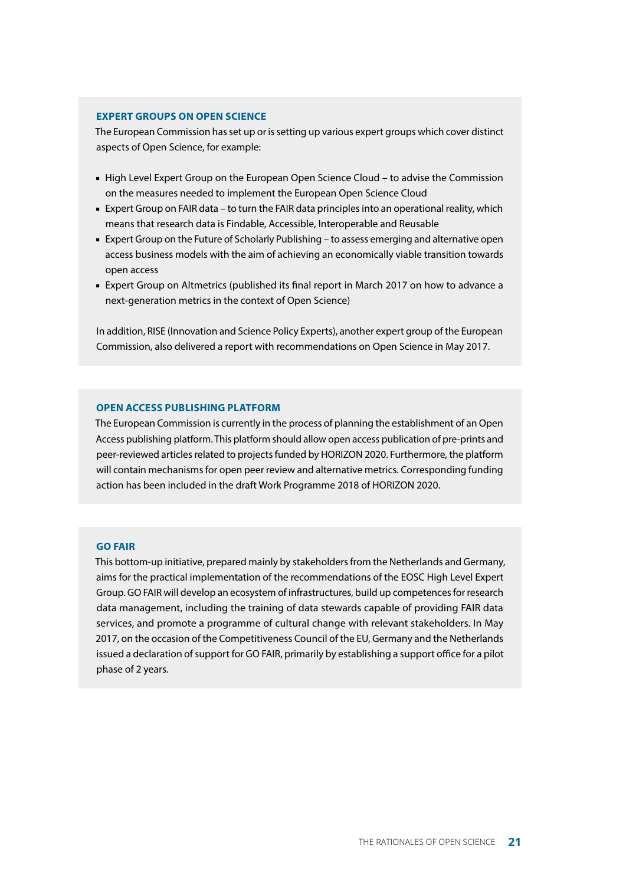### EXPERT GROUPS ON OPEN SCIENCE

The European Commission has set up or is setting up various expert groups which cover distinct aspects of Open Science, for example:

- High Level Expert Group on the European Open Science Cloud – to advise the Commission on the measures needed to implement the European Open Science Cloud
- Expert Group on FAIR data – to turn the FAIR data principles into an operational reality, which means that research data is Findable, Accessible, Interoperable and Reusable
- Expert Group on the Future of Scholarly Publishing – to assess emerging and alternative open access business models with the aim of achieving an economically viable transition towards open access
- Expert Group on Altmetrics (published its final report in March 2017 on how to advance a next-generation metrics in the context of Open Science)

In addition, RISE (Innovation and Science Policy Experts), another expert group of the European Commission, also delivered a report with recommendations on Open Science in May 2017.

### OPEN ACCESS PUBLISHING PLATFORM

The European Commission is currently in the process of planning the establishment of an Open Access publishing platform. This platform should allow open access publication of pre-prints and peer-reviewed articles related to projects funded by HORIZON 2020. Furthermore, the platform will contain mechanisms for open peer review and alternative metrics. Corresponding funding action has been included in the draft Work Programme 2018 of HORIZON 2020.

### GO FAIR

This bottom-up initiative, prepared mainly by stakeholders from the Netherlands and Germany, aims for the practical implementation of the recommendations of the EOSC High Level Expert Group. GO FAIR will develop an ecosystem of infrastructures, build up competences for research data management, including the training of data stewards capable of providing FAIR data services, and promote a programme of cultural change with relevant stakeholders. In May 2017, on the occasion of the Competitiveness Council of the EU, Germany and the Netherlands issued a declaration of support for GO FAIR, primarily by establishing a support office for a pilot phase of 2 years.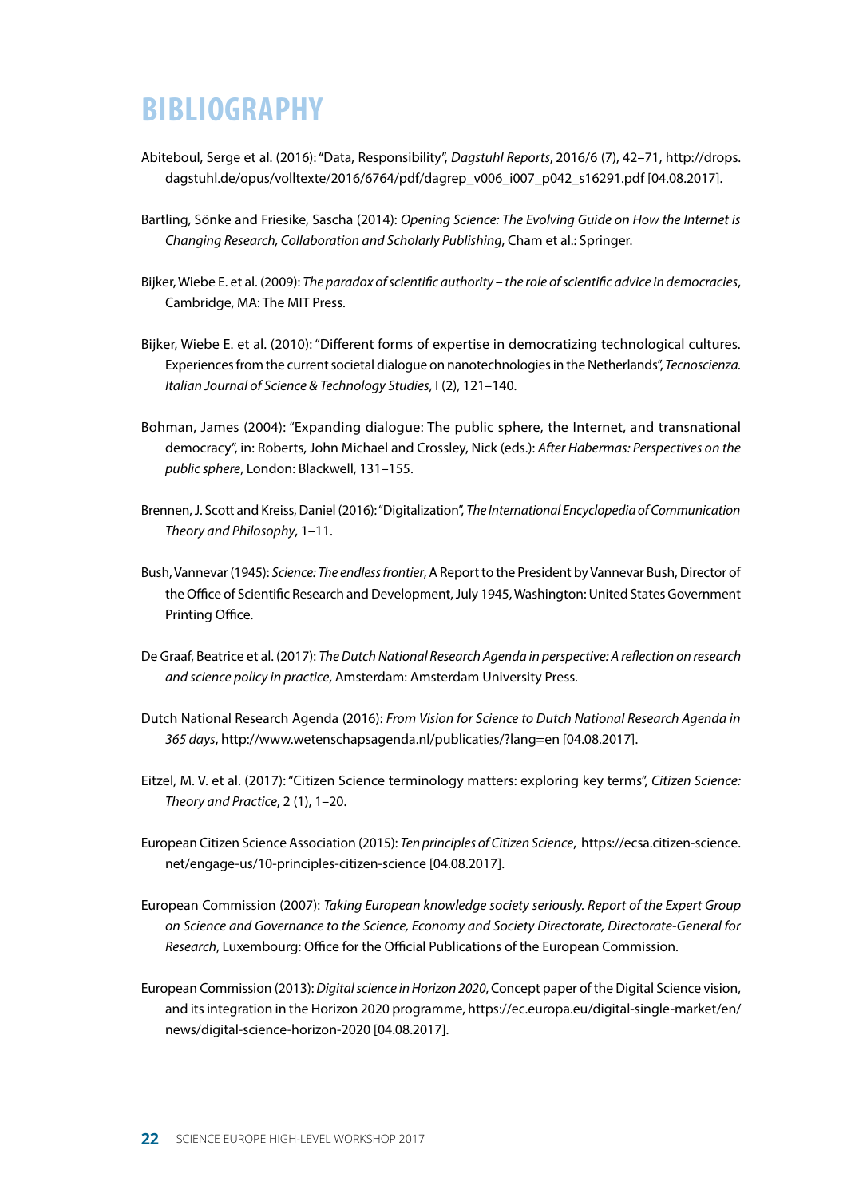# BIBLIOGRAPHY

Abiteboul, Serge et al. (2016): "Data, Responsibility", *Dagstuhl Reports*, 2016/6 (7), 42–71, http://drops.dagstuhl.de/opus/volltexte/2016/6764/pdf/dagrep_v006_i007_p042_s16291.pdf [04.08.2017].

Bartling, Sönke and Friesike, Sascha (2014): *Opening Science: The Evolving Guide on How the Internet is Changing Research, Collaboration and Scholarly Publishing*, Cham et al.: Springer.

Bijker, Wiebe E. et al. (2009): *The paradox of scientific authority – the role of scientific advice in democracies*, Cambridge, MA: The MIT Press.

Bijker, Wiebe E. et al. (2010): "Different forms of expertise in democratizing technological cultures. Experiences from the current societal dialogue on nanotechnologies in the Netherlands", *Tecnoscienza. Italian Journal of Science & Technology Studies*, I (2), 121–140.

Bohman, James (2004): "Expanding dialogue: The public sphere, the Internet, and transnational democracy", in: Roberts, John Michael and Crossley, Nick (eds.): *After Habermas: Perspectives on the public sphere*, London: Blackwell, 131–155.

Brennen, J. Scott and Kreiss, Daniel (2016): "Digitalization", *The International Encyclopedia of Communication Theory and Philosophy*, 1–11.

Bush, Vannevar (1945): *Science: The endless frontier*, A Report to the President by Vannevar Bush, Director of the Office of Scientific Research and Development, July 1945, Washington: United States Government Printing Office.

De Graaf, Beatrice et al. (2017): *The Dutch National Research Agenda in perspective: A reflection on research and science policy in practice*, Amsterdam: Amsterdam University Press.

Dutch National Research Agenda (2016): *From Vision for Science to Dutch National Research Agenda in 365 days*, http://www.wetenschapsagenda.nl/publicaties/?lang=en [04.08.2017].

Eitzel, M. V. et al. (2017): "Citizen Science terminology matters: exploring key terms", *Citizen Science: Theory and Practice*, 2 (1), 1–20.

European Citizen Science Association (2015): *Ten principles of Citizen Science*, https://ecsa.citizen-science.net/engage-us/10-principles-citizen-science [04.08.2017].

European Commission (2007): *Taking European knowledge society seriously. Report of the Expert Group on Science and Governance to the Science, Economy and Society Directorate, Directorate-General for Research*, Luxembourg: Office for the Official Publications of the European Commission.

European Commission (2013): *Digital science in Horizon 2020*, Concept paper of the Digital Science vision, and its integration in the Horizon 2020 programme, https://ec.europa.eu/digital-single-market/en/news/digital-science-horizon-2020 [04.08.2017].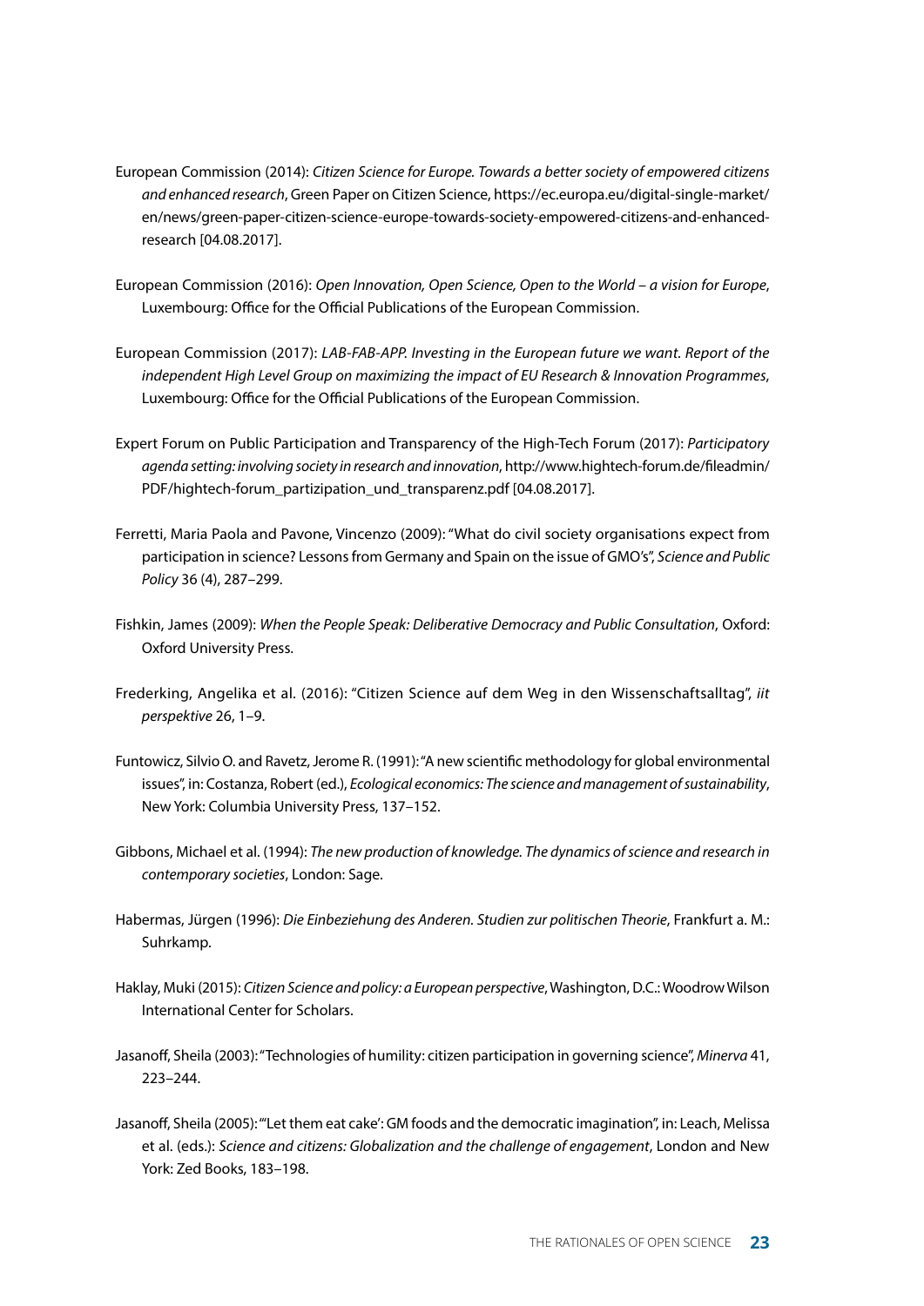European Commission (2014): *Citizen Science for Europe. Towards a better society of empowered citizens and enhanced research*, Green Paper on Citizen Science, https://ec.europa.eu/digital-single-market/en/news/green-paper-citizen-science-europe-towards-society-empowered-citizens-and-enhanced-research [04.08.2017].

European Commission (2016): *Open Innovation, Open Science, Open to the World – a vision for Europe*, Luxembourg: Office for the Official Publications of the European Commission.

European Commission (2017): *LAB-FAB-APP. Investing in the European future we want. Report of the independent High Level Group on maximizing the impact of EU Research & Innovation Programmes*, Luxembourg: Office for the Official Publications of the European Commission.

Expert Forum on Public Participation and Transparency of the High-Tech Forum (2017): *Participatory agenda setting: involving society in research and innovation*, http://www.hightech-forum.de/fileadmin/PDF/hightech-forum_partizipation_und_transparenz.pdf [04.08.2017].

Ferretti, Maria Paola and Pavone, Vincenzo (2009): "What do civil society organisations expect from participation in science? Lessons from Germany and Spain on the issue of GMO's", *Science and Public Policy* 36 (4), 287–299.

Fishkin, James (2009): *When the People Speak: Deliberative Democracy and Public Consultation*, Oxford: Oxford University Press.

Frederking, Angelika et al. (2016): "Citizen Science auf dem Weg in den Wissenschaftsalltag", *iit perspektive* 26, 1–9.

Funtowicz, Silvio O. and Ravetz, Jerome R. (1991): "A new scientific methodology for global environmental issues", in: Costanza, Robert (ed.), *Ecological economics: The science and management of sustainability*, New York: Columbia University Press, 137–152.

Gibbons, Michael et al. (1994): *The new production of knowledge. The dynamics of science and research in contemporary societies*, London: Sage.

Habermas, Jürgen (1996): *Die Einbeziehung des Anderen. Studien zur politischen Theorie*, Frankfurt a. M.: Suhrkamp.

Haklay, Muki (2015): *Citizen Science and policy: a European perspective*, Washington, D.C.: Woodrow Wilson International Center for Scholars.

Jasanoff, Sheila (2003): "Technologies of humility: citizen participation in governing science", *Minerva* 41, 223–244.

Jasanoff, Sheila (2005): "'Let them eat cake': GM foods and the democratic imagination", in: Leach, Melissa et al. (eds.): *Science and citizens: Globalization and the challenge of engagement*, London and New York: Zed Books, 183–198.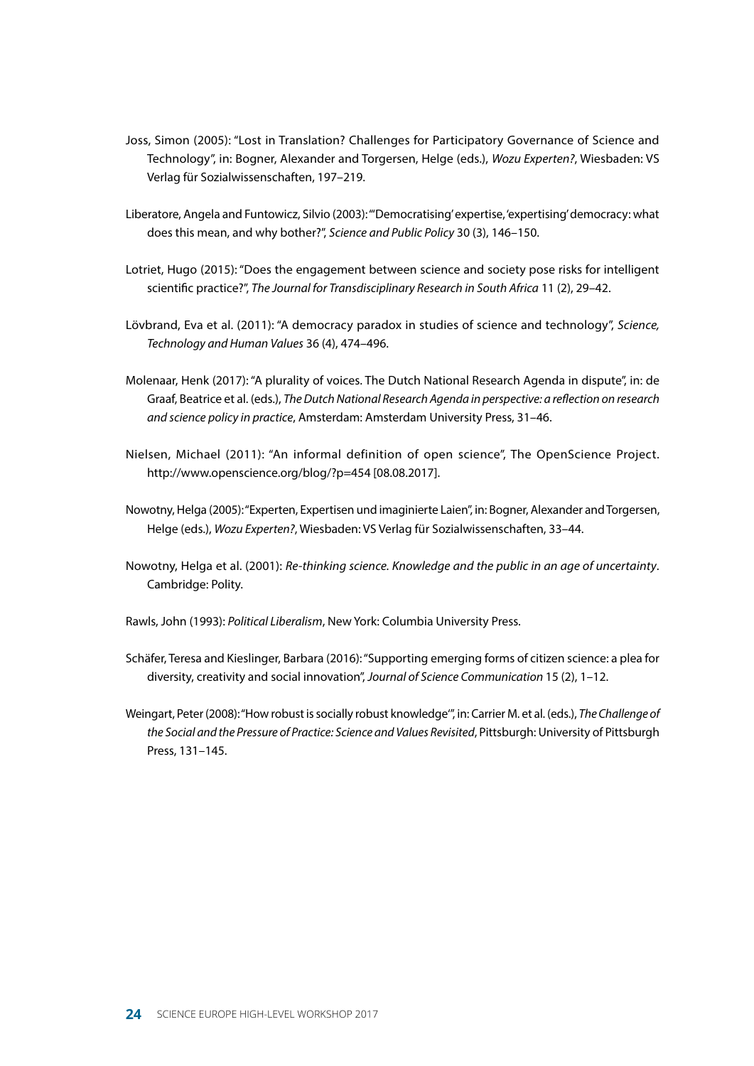Joss, Simon (2005): "Lost in Translation? Challenges for Participatory Governance of Science and Technology", in: Bogner, Alexander and Torgersen, Helge (eds.), *Wozu Experten?*, Wiesbaden: VS Verlag für Sozialwissenschaften, 197–219.

Liberatore, Angela and Funtowicz, Silvio (2003): "'Democratising' expertise, 'expertising' democracy: what does this mean, and why bother?", *Science and Public Policy* 30 (3), 146–150.

Lotriet, Hugo (2015): "Does the engagement between science and society pose risks for intelligent scientific practice?", *The Journal for Transdisciplinary Research in South Africa* 11 (2), 29–42.

Lövbrand, Eva et al. (2011): "A democracy paradox in studies of science and technology", *Science, Technology and Human Values* 36 (4), 474–496.

Molenaar, Henk (2017): "A plurality of voices. The Dutch National Research Agenda in dispute", in: de Graaf, Beatrice et al. (eds.), *The Dutch National Research Agenda in perspective: a reflection on research and science policy in practice*, Amsterdam: Amsterdam University Press, 31–46.

Nielsen, Michael (2011): "An informal definition of open science", The OpenScience Project. http://www.openscience.org/blog/?p=454 [08.08.2017].

Nowotny, Helga (2005): "Experten, Expertisen und imaginierte Laien", in: Bogner, Alexander and Torgersen, Helge (eds.), *Wozu Experten?*, Wiesbaden: VS Verlag für Sozialwissenschaften, 33–44.

Nowotny, Helga et al. (2001): *Re-thinking science. Knowledge and the public in an age of uncertainty*. Cambridge: Polity.

Rawls, John (1993): *Political Liberalism*, New York: Columbia University Press.

Schäfer, Teresa and Kieslinger, Barbara (2016): "Supporting emerging forms of citizen science: a plea for diversity, creativity and social innovation", *Journal of Science Communication* 15 (2), 1–12.

Weingart, Peter (2008): "How robust is socially robust knowledge'", in: Carrier M. et al. (eds.), *The Challenge of the Social and the Pressure of Practice: Science and Values Revisited*, Pittsburgh: University of Pittsburgh Press, 131–145.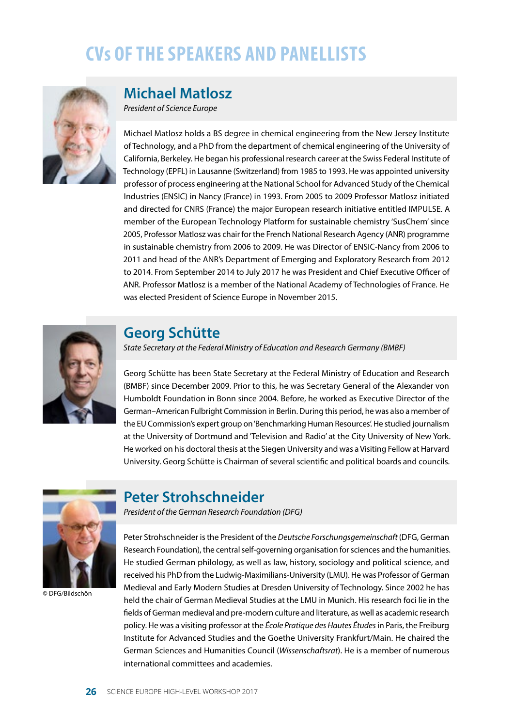# CVs OF THE SPEAKERS AND PANELLISTS

## Michael Matlosz

*President of Science Europe*

Michael Matlosz holds a BS degree in chemical engineering from the New Jersey Institute of Technology, and a PhD from the department of chemical engineering of the University of California, Berkeley. He began his professional research career at the Swiss Federal Institute of Technology (EPFL) in Lausanne (Switzerland) from 1985 to 1993. He was appointed university professor of process engineering at the National School for Advanced Study of the Chemical Industries (ENSIC) in Nancy (France) in 1993. From 2005 to 2009 Professor Matlosz initiated and directed for CNRS (France) the major European research initiative entitled IMPULSE. A member of the European Technology Platform for sustainable chemistry 'SusChem' since 2005, Professor Matlosz was chair for the French National Research Agency (ANR) programme in sustainable chemistry from 2006 to 2009. He was Director of ENSIC-Nancy from 2006 to 2011 and head of the ANR's Department of Emerging and Exploratory Research from 2012 to 2014. From September 2014 to July 2017 he was President and Chief Executive Officer of ANR. Professor Matlosz is a member of the National Academy of Technologies of France. He was elected President of Science Europe in November 2015.

## Georg Schütte

*State Secretary at the Federal Ministry of Education and Research Germany (BMBF)*

Georg Schütte has been State Secretary at the Federal Ministry of Education and Research (BMBF) since December 2009. Prior to this, he was Secretary General of the Alexander von Humboldt Foundation in Bonn since 2004. Before, he worked as Executive Director of the German–American Fulbright Commission in Berlin. During this period, he was also a member of the EU Commission's expert group on 'Benchmarking Human Resources'. He studied journalism at the University of Dortmund and 'Television and Radio' at the City University of New York. He worked on his doctoral thesis at the Siegen University and was a Visiting Fellow at Harvard University. Georg Schütte is Chairman of several scientific and political boards and councils.

## Peter Strohschneider

*President of the German Research Foundation (DFG)*

© DFG/Bildschön

Peter Strohschneider is the President of the *Deutsche Forschungsgemeinschaft* (DFG, German Research Foundation), the central self-governing organisation for sciences and the humanities. He studied German philology, as well as law, history, sociology and political science, and received his PhD from the Ludwig-Maximilians-University (LMU). He was Professor of German Medieval and Early Modern Studies at Dresden University of Technology. Since 2002 he has held the chair of German Medieval Studies at the LMU in Munich. His research foci lie in the fields of German medieval and pre-modern culture and literature, as well as academic research policy. He was a visiting professor at the *École Pratique des Hautes Études* in Paris, the Freiburg Institute for Advanced Studies and the Goethe University Frankfurt/Main. He chaired the German Sciences and Humanities Council (*Wissenschaftsrat*). He is a member of numerous international committees and academies.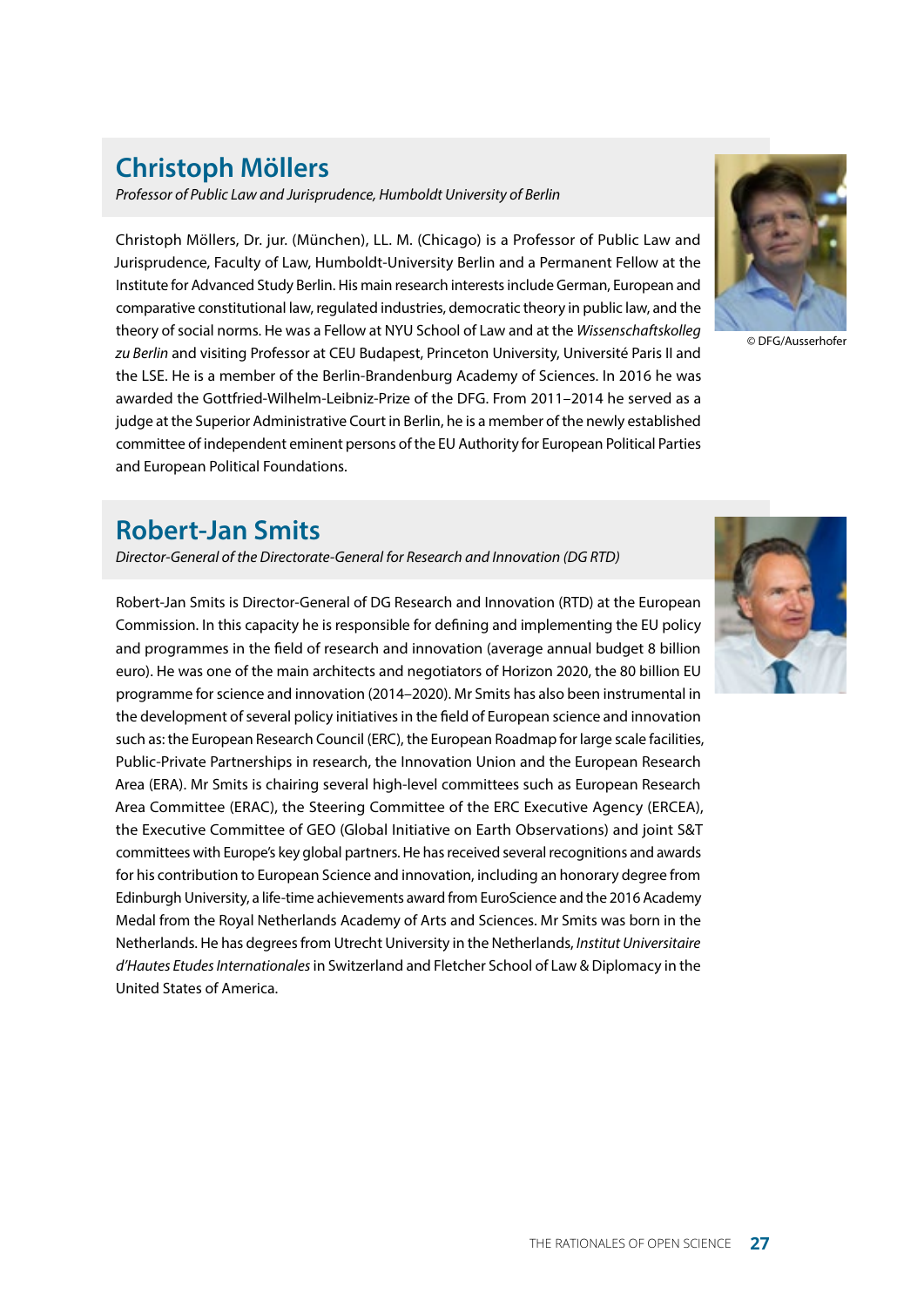## Christoph Möllers

*Professor of Public Law and Jurisprudence, Humboldt University of Berlin*

© DFG/Ausserhofer

Christoph Möllers, Dr. jur. (München), LL. M. (Chicago) is a Professor of Public Law and Jurisprudence, Faculty of Law, Humboldt-University Berlin and a Permanent Fellow at the Institute for Advanced Study Berlin. His main research interests include German, European and comparative constitutional law, regulated industries, democratic theory in public law, and the theory of social norms. He was a Fellow at NYU School of Law and at the *Wissenschaftskolleg zu Berlin* and visiting Professor at CEU Budapest, Princeton University, Université Paris II and the LSE. He is a member of the Berlin-Brandenburg Academy of Sciences. In 2016 he was awarded the Gottfried-Wilhelm-Leibniz-Prize of the DFG. From 2011–2014 he served as a judge at the Superior Administrative Court in Berlin, he is a member of the newly established committee of independent eminent persons of the EU Authority for European Political Parties and European Political Foundations.

## Robert-Jan Smits

*Director-General of the Directorate-General for Research and Innovation (DG RTD)*

Robert-Jan Smits is Director-General of DG Research and Innovation (RTD) at the European Commission. In this capacity he is responsible for defining and implementing the EU policy and programmes in the field of research and innovation (average annual budget 8 billion euro). He was one of the main architects and negotiators of Horizon 2020, the 80 billion EU programme for science and innovation (2014–2020). Mr Smits has also been instrumental in the development of several policy initiatives in the field of European science and innovation such as: the European Research Council (ERC), the European Roadmap for large scale facilities, Public-Private Partnerships in research, the Innovation Union and the European Research Area (ERA). Mr Smits is chairing several high-level committees such as European Research Area Committee (ERAC), the Steering Committee of the ERC Executive Agency (ERCEA), the Executive Committee of GEO (Global Initiative on Earth Observations) and joint S&T committees with Europe's key global partners. He has received several recognitions and awards for his contribution to European Science and innovation, including an honorary degree from Edinburgh University, a life-time achievements award from EuroScience and the 2016 Academy Medal from the Royal Netherlands Academy of Arts and Sciences. Mr Smits was born in the Netherlands. He has degrees from Utrecht University in the Netherlands, *Institut Universitaire d'Hautes Etudes Internationales* in Switzerland and Fletcher School of Law & Diplomacy in the United States of America.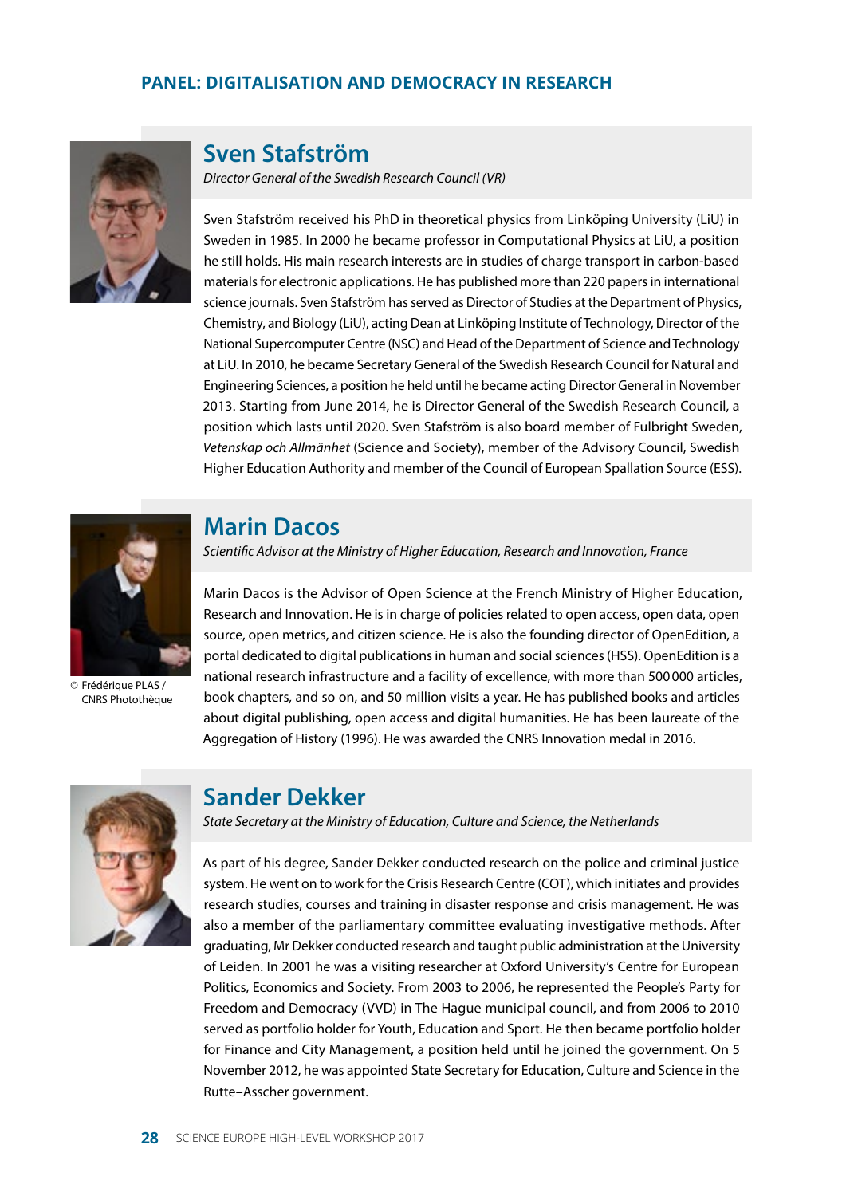# PANEL: DIGITALISATION AND DEMOCRACY IN RESEARCH

## Sven Stafström

*Director General of the Swedish Research Council (VR)*

Sven Stafström received his PhD in theoretical physics from Linköping University (LiU) in Sweden in 1985. In 2000 he became professor in Computational Physics at LiU, a position he still holds. His main research interests are in studies of charge transport in carbon-based materials for electronic applications. He has published more than 220 papers in international science journals. Sven Stafström has served as Director of Studies at the Department of Physics, Chemistry, and Biology (LiU), acting Dean at Linköping Institute of Technology, Director of the National Supercomputer Centre (NSC) and Head of the Department of Science and Technology at LiU. In 2010, he became Secretary General of the Swedish Research Council for Natural and Engineering Sciences, a position he held until he became acting Director General in November 2013. Starting from June 2014, he is Director General of the Swedish Research Council, a position which lasts until 2020. Sven Stafström is also board member of Fulbright Sweden, *Vetenskap och Allmänhet* (Science and Society), member of the Advisory Council, Swedish Higher Education Authority and member of the Council of European Spallation Source (ESS).

## Marin Dacos

*Scientific Advisor at the Ministry of Higher Education, Research and Innovation, France*

© Frédérique PLAS / CNRS Photothèque

Marin Dacos is the Advisor of Open Science at the French Ministry of Higher Education, Research and Innovation. He is in charge of policies related to open access, open data, open source, open metrics, and citizen science. He is also the founding director of OpenEdition, a portal dedicated to digital publications in human and social sciences (HSS). OpenEdition is a national research infrastructure and a facility of excellence, with more than 500 000 articles, book chapters, and so on, and 50 million visits a year. He has published books and articles about digital publishing, open access and digital humanities. He has been laureate of the Aggregation of History (1996). He was awarded the CNRS Innovation medal in 2016.

## Sander Dekker

*State Secretary at the Ministry of Education, Culture and Science, the Netherlands*

As part of his degree, Sander Dekker conducted research on the police and criminal justice system. He went on to work for the Crisis Research Centre (COT), which initiates and provides research studies, courses and training in disaster response and crisis management. He was also a member of the parliamentary committee evaluating investigative methods. After graduating, Mr Dekker conducted research and taught public administration at the University of Leiden. In 2001 he was a visiting researcher at Oxford University's Centre for European Politics, Economics and Society. From 2003 to 2006, he represented the People's Party for Freedom and Democracy (VVD) in The Hague municipal council, and from 2006 to 2010 served as portfolio holder for Youth, Education and Sport. He then became portfolio holder for Finance and City Management, a position held until he joined the government. On 5 November 2012, he was appointed State Secretary for Education, Culture and Science in the Rutte–Asscher government.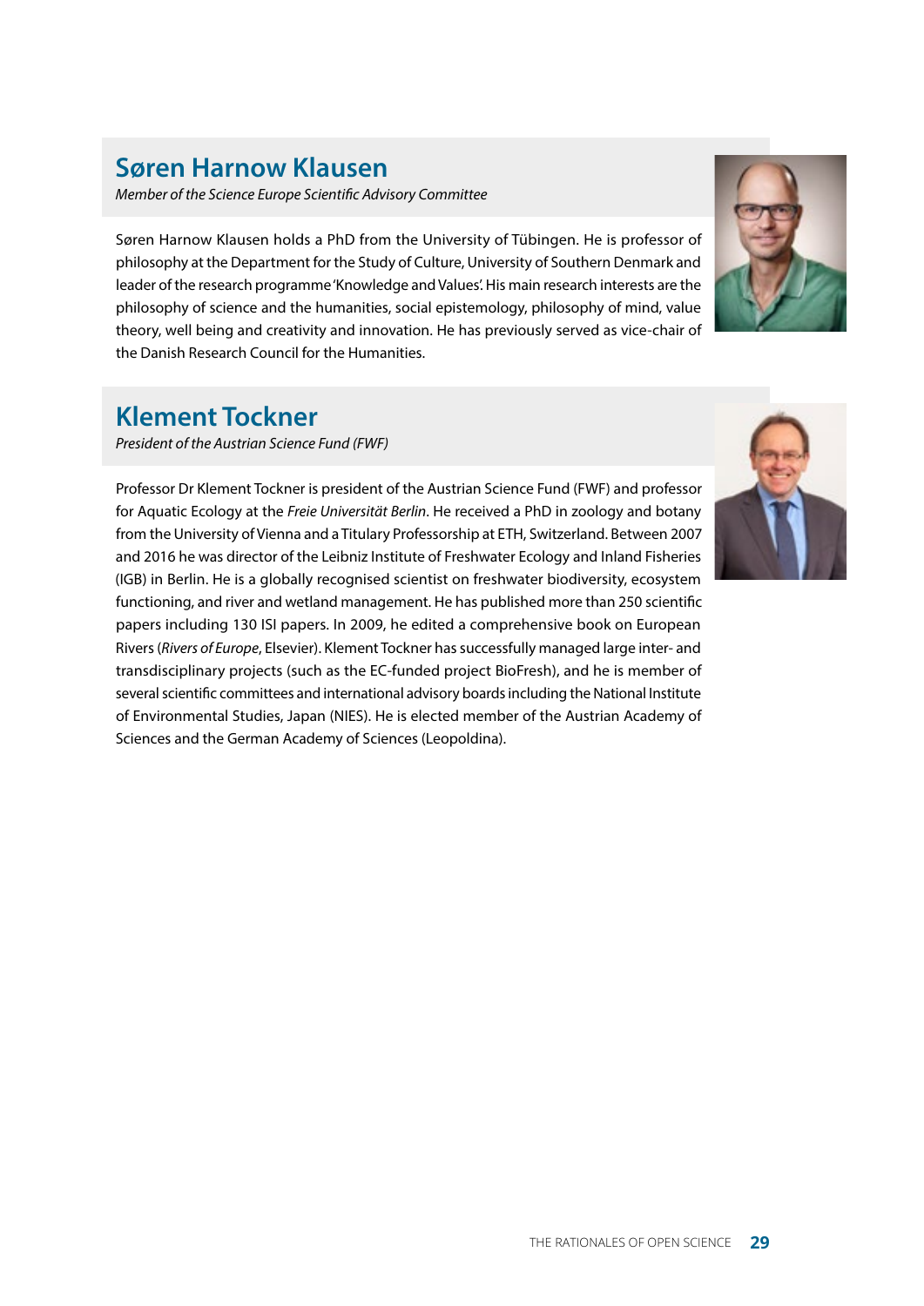## Søren Harnow Klausen

*Member of the Science Europe Scientific Advisory Committee*

Søren Harnow Klausen holds a PhD from the University of Tübingen. He is professor of philosophy at the Department for the Study of Culture, University of Southern Denmark and leader of the research programme 'Knowledge and Values'. His main research interests are the philosophy of science and the humanities, social epistemology, philosophy of mind, value theory, well being and creativity and innovation. He has previously served as vice-chair of the Danish Research Council for the Humanities.

## Klement Tockner

*President of the Austrian Science Fund (FWF)*

Professor Dr Klement Tockner is president of the Austrian Science Fund (FWF) and professor for Aquatic Ecology at the *Freie Universität Berlin*. He received a PhD in zoology and botany from the University of Vienna and a Titulary Professorship at ETH, Switzerland. Between 2007 and 2016 he was director of the Leibniz Institute of Freshwater Ecology and Inland Fisheries (IGB) in Berlin. He is a globally recognised scientist on freshwater biodiversity, ecosystem functioning, and river and wetland management. He has published more than 250 scientific papers including 130 ISI papers. In 2009, he edited a comprehensive book on European Rivers (*Rivers of Europe*, Elsevier). Klement Tockner has successfully managed large inter- and transdisciplinary projects (such as the EC-funded project BioFresh), and he is member of several scientific committees and international advisory boards including the National Institute of Environmental Studies, Japan (NIES). He is elected member of the Austrian Academy of Sciences and the German Academy of Sciences (Leopoldina).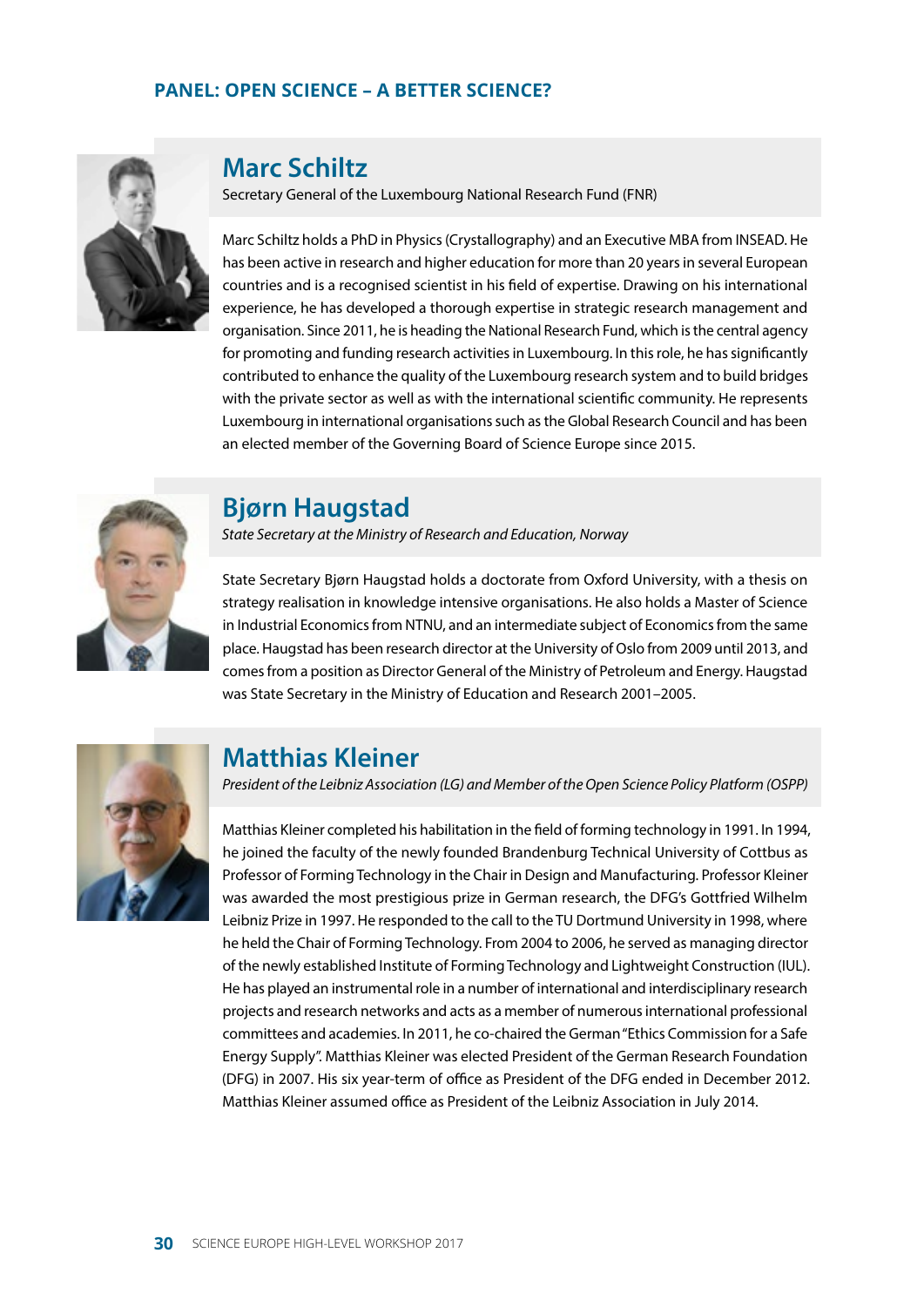## PANEL: OPEN SCIENCE – A BETTER SCIENCE?

### Marc Schiltz

Secretary General of the Luxembourg National Research Fund (FNR)

Marc Schiltz holds a PhD in Physics (Crystallography) and an Executive MBA from INSEAD. He has been active in research and higher education for more than 20 years in several European countries and is a recognised scientist in his field of expertise. Drawing on his international experience, he has developed a thorough expertise in strategic research management and organisation. Since 2011, he is heading the National Research Fund, which is the central agency for promoting and funding research activities in Luxembourg. In this role, he has significantly contributed to enhance the quality of the Luxembourg research system and to build bridges with the private sector as well as with the international scientific community. He represents Luxembourg in international organisations such as the Global Research Council and has been an elected member of the Governing Board of Science Europe since 2015.

### Bjørn Haugstad

*State Secretary at the Ministry of Research and Education, Norway*

State Secretary Bjørn Haugstad holds a doctorate from Oxford University, with a thesis on strategy realisation in knowledge intensive organisations. He also holds a Master of Science in Industrial Economics from NTNU, and an intermediate subject of Economics from the same place. Haugstad has been research director at the University of Oslo from 2009 until 2013, and comes from a position as Director General of the Ministry of Petroleum and Energy. Haugstad was State Secretary in the Ministry of Education and Research 2001–2005.

### Matthias Kleiner

*President of the Leibniz Association (LG) and Member of the Open Science Policy Platform (OSPP)*

Matthias Kleiner completed his habilitation in the field of forming technology in 1991. In 1994, he joined the faculty of the newly founded Brandenburg Technical University of Cottbus as Professor of Forming Technology in the Chair in Design and Manufacturing. Professor Kleiner was awarded the most prestigious prize in German research, the DFG's Gottfried Wilhelm Leibniz Prize in 1997. He responded to the call to the TU Dortmund University in 1998, where he held the Chair of Forming Technology. From 2004 to 2006, he served as managing director of the newly established Institute of Forming Technology and Lightweight Construction (IUL). He has played an instrumental role in a number of international and interdisciplinary research projects and research networks and acts as a member of numerous international professional committees and academies. In 2011, he co-chaired the German "Ethics Commission for a Safe Energy Supply". Matthias Kleiner was elected President of the German Research Foundation (DFG) in 2007. His six year-term of office as President of the DFG ended in December 2012. Matthias Kleiner assumed office as President of the Leibniz Association in July 2014.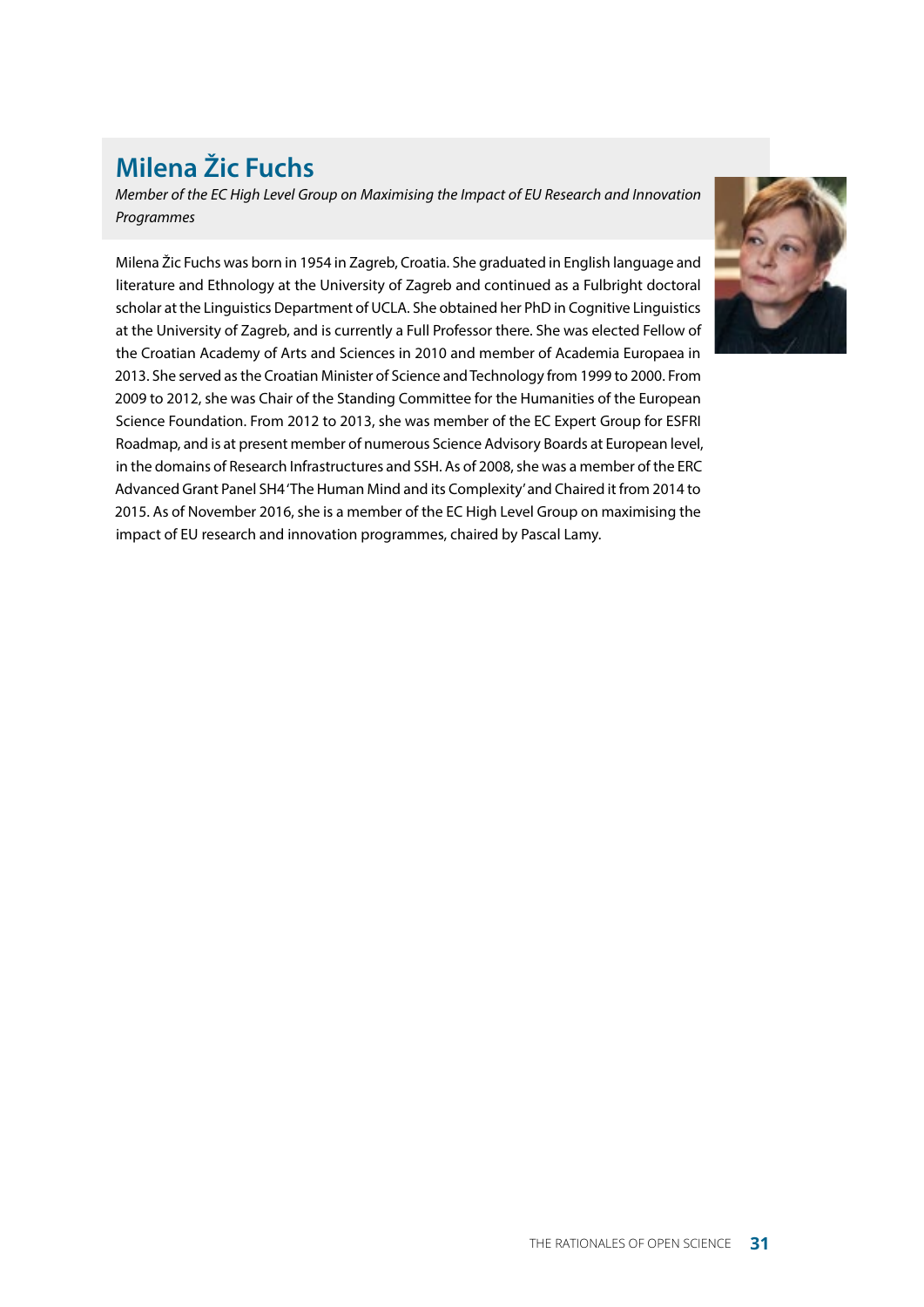## Milena Žic Fuchs

*Member of the EC High Level Group on Maximising the Impact of EU Research and Innovation Programmes*

Milena Žic Fuchs was born in 1954 in Zagreb, Croatia. She graduated in English language and literature and Ethnology at the University of Zagreb and continued as a Fulbright doctoral scholar at the Linguistics Department of UCLA. She obtained her PhD in Cognitive Linguistics at the University of Zagreb, and is currently a Full Professor there. She was elected Fellow of the Croatian Academy of Arts and Sciences in 2010 and member of Academia Europaea in 2013. She served as the Croatian Minister of Science and Technology from 1999 to 2000. From 2009 to 2012, she was Chair of the Standing Committee for the Humanities of the European Science Foundation. From 2012 to 2013, she was member of the EC Expert Group for ESFRI Roadmap, and is at present member of numerous Science Advisory Boards at European level, in the domains of Research Infrastructures and SSH. As of 2008, she was a member of the ERC Advanced Grant Panel SH4 'The Human Mind and its Complexity' and Chaired it from 2014 to 2015. As of November 2016, she is a member of the EC High Level Group on maximising the impact of EU research and innovation programmes, chaired by Pascal Lamy.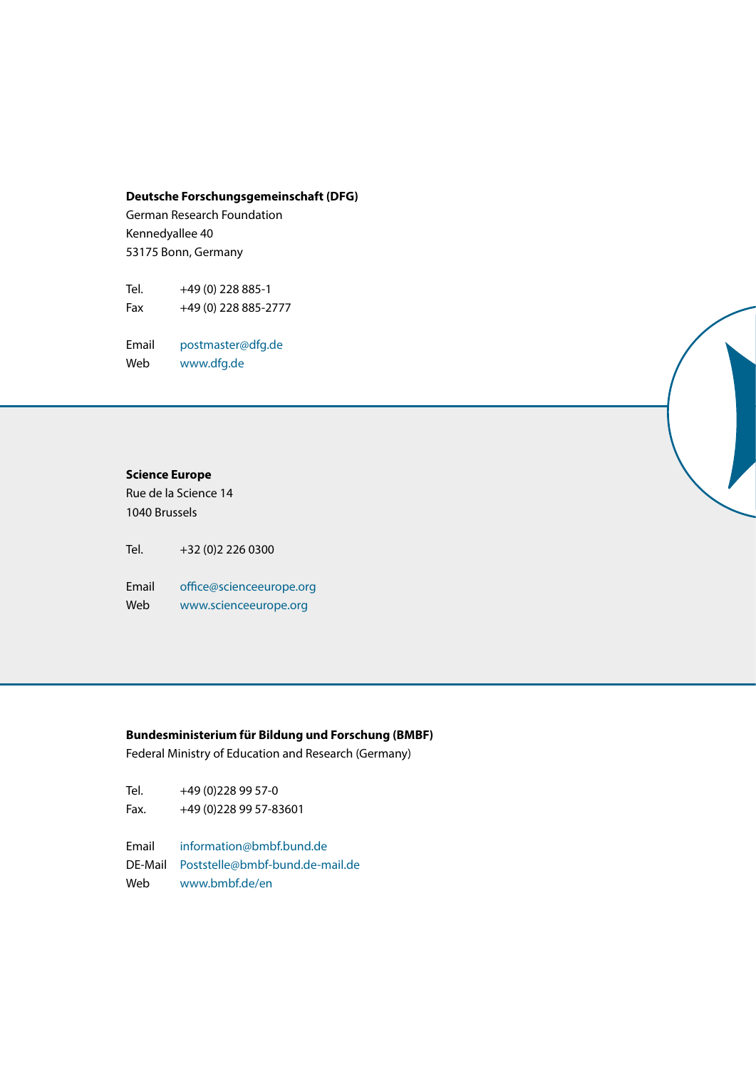**Deutsche Forschungsgemeinschaft (DFG)**
German Research Foundation
Kennedyallee 40
53175 Bonn, Germany

| | |
|---|---|
| Tel. | +49 (0) 228 885-1 |
| Fax | +49 (0) 228 885-2777 |
| Email | postmaster@dfg.de |
| Web | www.dfg.de |

**Science Europe**
Rue de la Science 14
1040 Brussels

| | |
|---|---|
| Tel. | +32 (0)2 226 0300 |
| Email | office@scienceeurope.org |
| Web | www.scienceeurope.org |

**Bundesministerium für Bildung und Forschung (BMBF)**
Federal Ministry of Education and Research (Germany)

| | |
|---|---|
| Tel. | +49 (0)228 99 57-0 |
| Fax. | +49 (0)228 99 57-83601 |
| Email | information@bmbf.bund.de |
| DE-Mail | Poststelle@bmbf-bund.de-mail.de |
| Web | www.bmbf.de/en |